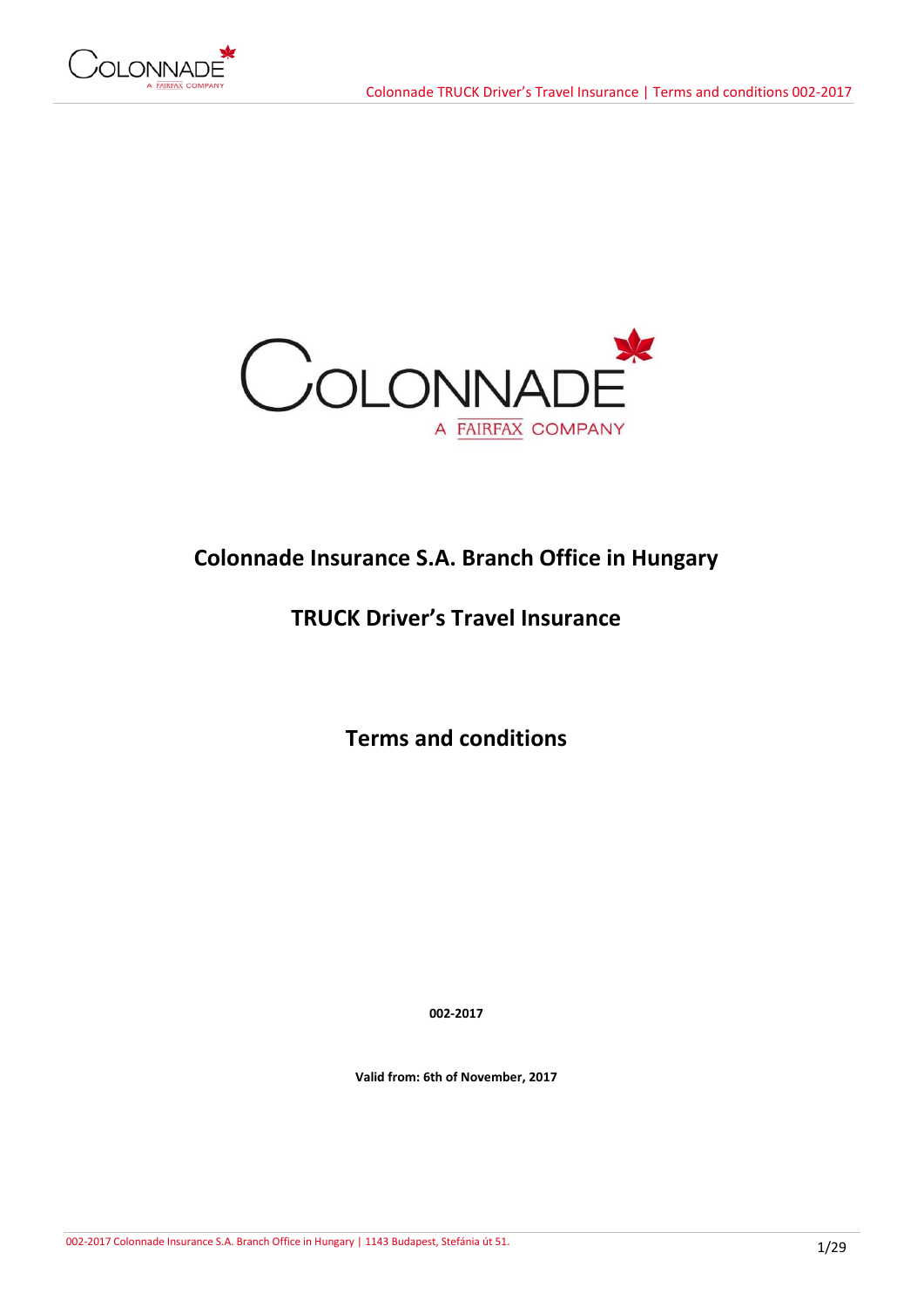COLONNADE

A FAIRFAX COMPANY

# Colonnade Insurance S.A. Branch Office in Hungary

# TRUCK Driver's Travel Insurance

# Terms and conditions

**002-2017**

**Valid from: 6th of November, 2017**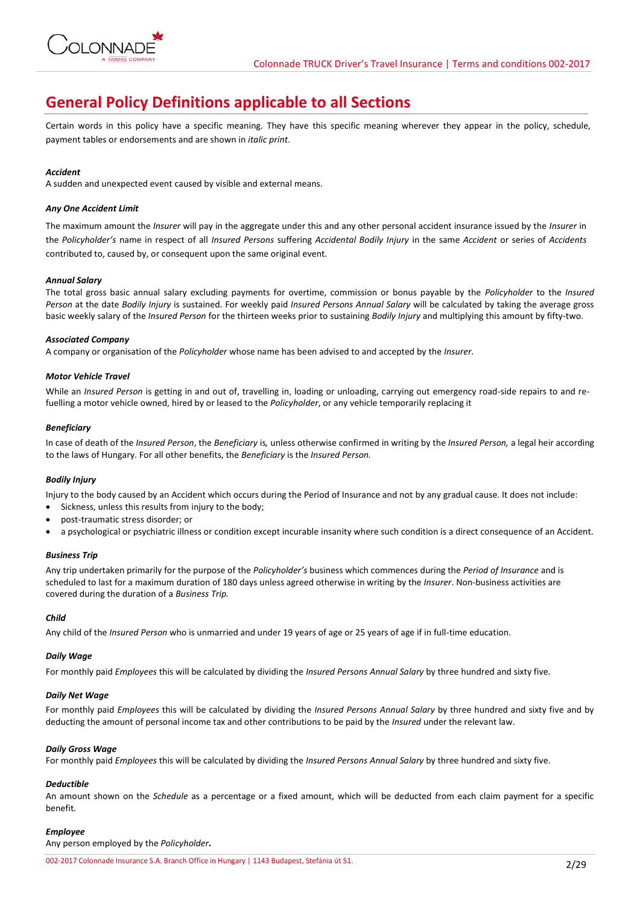# General Policy Definitions applicable to all Sections

Certain words in this policy have a specific meaning. They have this specific meaning wherever they appear in the policy, schedule, payment tables or endorsements and are shown in *italic print*.

***Accident***

A sudden and unexpected event caused by visible and external means.

***Any One Accident Limit***

The maximum amount the *Insurer* will pay in the aggregate under this and any other personal accident insurance issued by the *Insurer* in the *Policyholder's* name in respect of all *Insured Persons* suffering *Accidental Bodily Injury* in the same *Accident* or series of *Accidents* contributed to, caused by, or consequent upon the same original event.

***Annual Salary***

The total gross basic annual salary excluding payments for overtime, commission or bonus payable by the *Policyholder* to the *Insured Person* at the date *Bodily Injury* is sustained. For weekly paid *Insured Persons Annual Salary* will be calculated by taking the average gross basic weekly salary of the *Insured Person* for the thirteen weeks prior to sustaining *Bodily Injury* and multiplying this amount by fifty-two.

***Associated Company***

A company or organisation of the *Policyholder* whose name has been advised to and accepted by the *Insurer*.

***Motor Vehicle Travel***

While an *Insured Person* is getting in and out of, travelling in, loading or unloading, carrying out emergency road-side repairs to and re-fuelling a motor vehicle owned, hired by or leased to the *Policyholder*, or any vehicle temporarily replacing it

***Beneficiary***

In case of death of the *Insured Person*, the *Beneficiary* is, unless otherwise confirmed in writing by the *Insured Person,* a legal heir according to the laws of Hungary. For all other benefits, the *Beneficiary* is the *Insured Person.*

***Bodily Injury***

Injury to the body caused by an Accident which occurs during the Period of Insurance and not by any gradual cause. It does not include:

- Sickness, unless this results from injury to the body;
- post-traumatic stress disorder; or
- a psychological or psychiatric illness or condition except incurable insanity where such condition is a direct consequence of an Accident.

***Business Trip***

Any trip undertaken primarily for the purpose of the *Policyholder's* business which commences during the *Period of Insurance* and is scheduled to last for a maximum duration of 180 days unless agreed otherwise in writing by the *Insurer*. Non-business activities are covered during the duration of a *Business Trip.*

***Child***

Any child of the *Insured Person* who is unmarried and under 19 years of age or 25 years of age if in full-time education.

***Daily Wage***

For monthly paid *Employees* this will be calculated by dividing the *Insured Persons Annual Salary* by three hundred and sixty five.

***Daily Net Wage***

For monthly paid *Employees* this will be calculated by dividing the *Insured Persons Annual Salary* by three hundred and sixty five and by deducting the amount of personal income tax and other contributions to be paid by the *Insured* under the relevant law.

***Daily Gross Wage***

For monthly paid *Employees* this will be calculated by dividing the *Insured Persons Annual Salary* by three hundred and sixty five.

***Deductible***

An amount shown on the *Schedule* as a percentage or a fixed amount, which will be deducted from each claim payment for a specific benefit.

***Employee***

Any person employed by the *Policyholder*.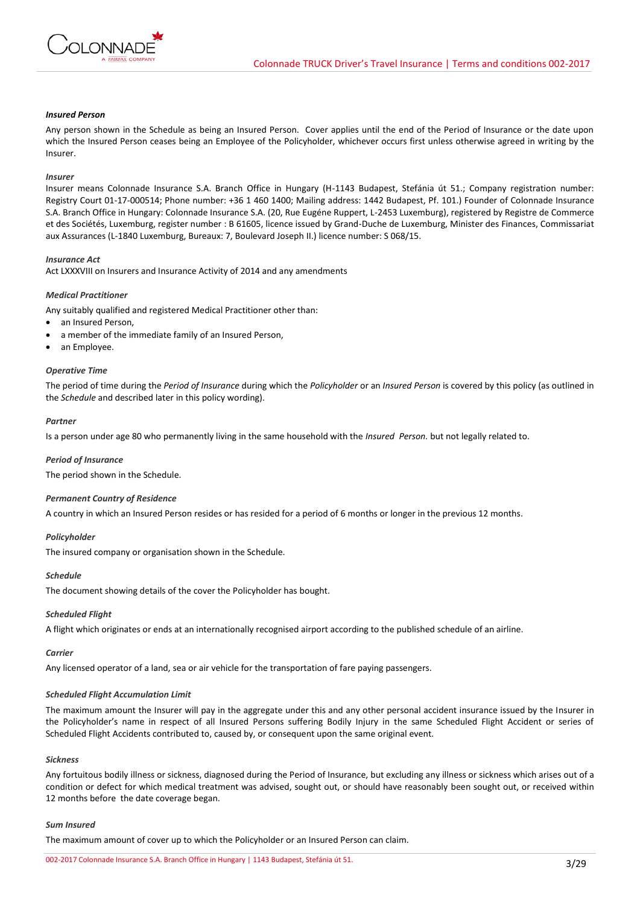***Insured Person***

Any person shown in the Schedule as being an Insured Person. Cover applies until the end of the Period of Insurance or the date upon which the Insured Person ceases being an Employee of the Policyholder, whichever occurs first unless otherwise agreed in writing by the Insurer.

***Insurer***

Insurer means Colonnade Insurance S.A. Branch Office in Hungary (H-1143 Budapest, Stefánia út 51.; Company registration number: Registry Court 01-17-000514; Phone number: +36 1 460 1400; Mailing address: 1442 Budapest, Pf. 101.) Founder of Colonnade Insurance S.A. Branch Office in Hungary: Colonnade Insurance S.A. (20, Rue Eugéne Ruppert, L-2453 Luxemburg), registered by Registre de Commerce et des Sociétés, Luxemburg, register number : B 61605, licence issued by Grand-Duche de Luxemburg, Minister des Finances, Commissariat aux Assurances (L-1840 Luxemburg, Bureaux: 7, Boulevard Joseph II.) licence number: S 068/15.

***Insurance Act***

Act LXXXVIII on Insurers and Insurance Activity of 2014 and any amendments

***Medical Practitioner***

Any suitably qualified and registered Medical Practitioner other than:

- an Insured Person,
- a member of the immediate family of an Insured Person,
- an Employee.

***Operative Time***

The period of time during the *Period of Insurance* during which the *Policyholder* or an *Insured Person* is covered by this policy (as outlined in the *Schedule* and described later in this policy wording).

***Partner***

Is a person under age 80 who permanently living in the same household with the *Insured Person.* but not legally related to.

***Period of Insurance***

The period shown in the Schedule.

***Permanent Country of Residence***

A country in which an Insured Person resides or has resided for a period of 6 months or longer in the previous 12 months.

***Policyholder***

The insured company or organisation shown in the Schedule.

***Schedule***

The document showing details of the cover the Policyholder has bought.

***Scheduled Flight***

A flight which originates or ends at an internationally recognised airport according to the published schedule of an airline.

***Carrier***

Any licensed operator of a land, sea or air vehicle for the transportation of fare paying passengers.

***Scheduled Flight Accumulation Limit***

The maximum amount the Insurer will pay in the aggregate under this and any other personal accident insurance issued by the Insurer in the Policyholder's name in respect of all Insured Persons suffering Bodily Injury in the same Scheduled Flight Accident or series of Scheduled Flight Accidents contributed to, caused by, or consequent upon the same original event.

***Sickness***

Any fortuitous bodily illness or sickness, diagnosed during the Period of Insurance, but excluding any illness or sickness which arises out of a condition or defect for which medical treatment was advised, sought out, or should have reasonably been sought out, or received within 12 months before the date coverage began.

***Sum Insured***

The maximum amount of cover up to which the Policyholder or an Insured Person can claim.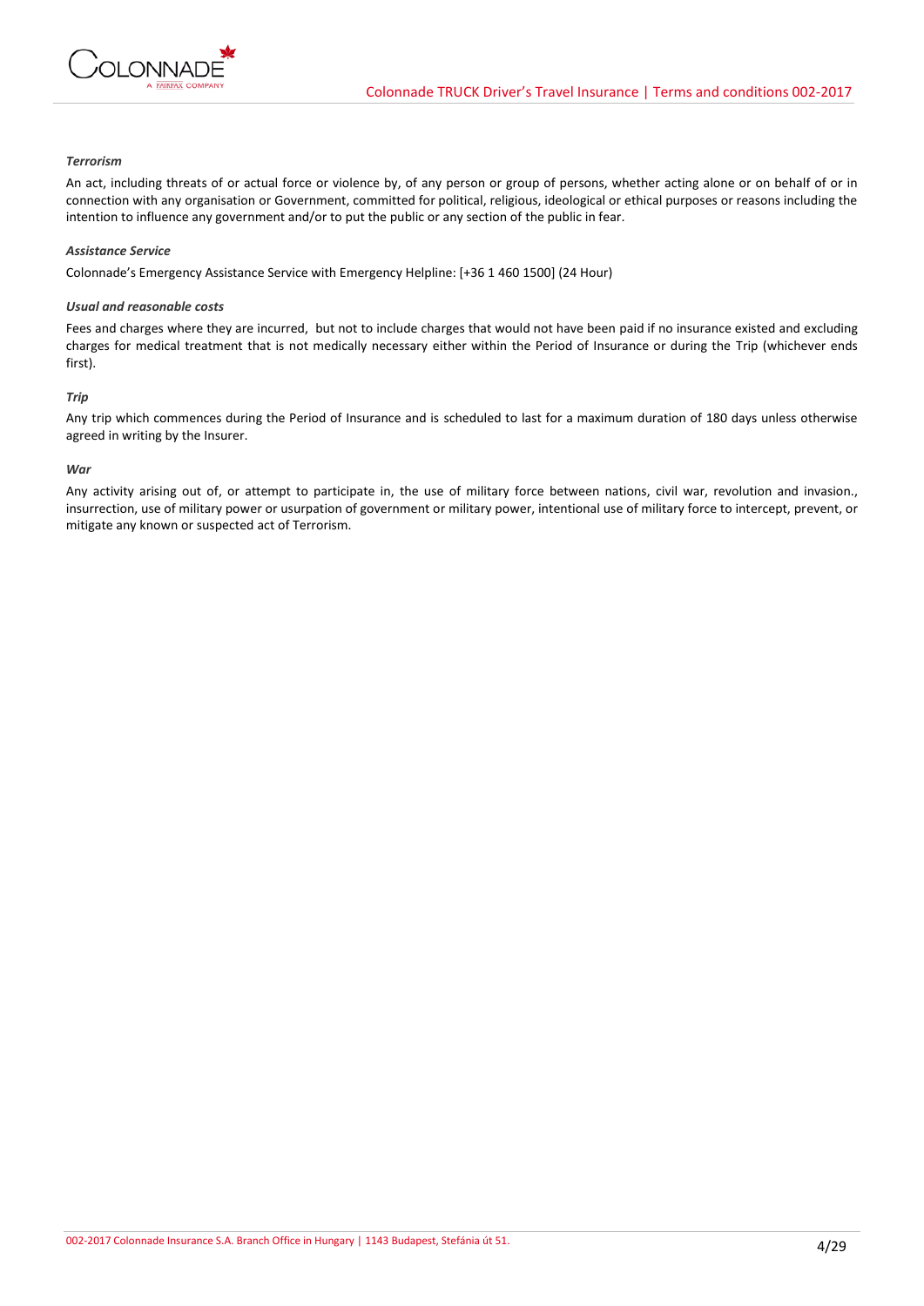***Terrorism***

An act, including threats of or actual force or violence by, of any person or group of persons, whether acting alone or on behalf of or in connection with any organisation or Government, committed for political, religious, ideological or ethical purposes or reasons including the intention to influence any government and/or to put the public or any section of the public in fear.

***Assistance Service***

Colonnade's Emergency Assistance Service with Emergency Helpline: [+36 1 460 1500] (24 Hour)

***Usual and reasonable costs***

Fees and charges where they are incurred, but not to include charges that would not have been paid if no insurance existed and excluding charges for medical treatment that is not medically necessary either within the Period of Insurance or during the Trip (whichever ends first).

***Trip***

Any trip which commences during the Period of Insurance and is scheduled to last for a maximum duration of 180 days unless otherwise agreed in writing by the Insurer.

***War***

Any activity arising out of, or attempt to participate in, the use of military force between nations, civil war, revolution and invasion., insurrection, use of military power or usurpation of government or military power, intentional use of military force to intercept, prevent, or mitigate any known or suspected act of Terrorism.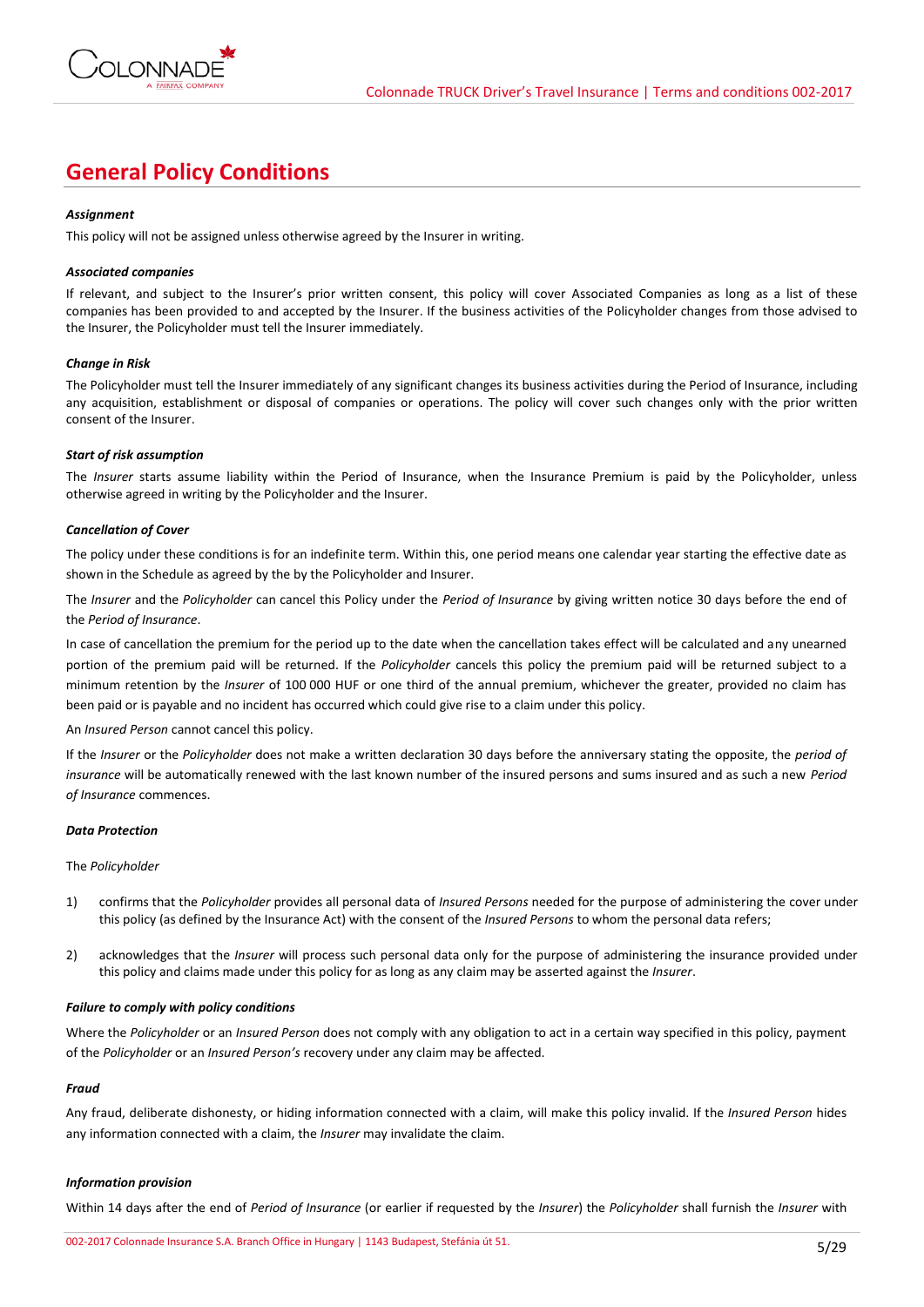# General Policy Conditions

***Assignment***

This policy will not be assigned unless otherwise agreed by the Insurer in writing.

***Associated companies***

If relevant, and subject to the Insurer's prior written consent, this policy will cover Associated Companies as long as a list of these companies has been provided to and accepted by the Insurer. If the business activities of the Policyholder changes from those advised to the Insurer, the Policyholder must tell the Insurer immediately.

***Change in Risk***

The Policyholder must tell the Insurer immediately of any significant changes its business activities during the Period of Insurance, including any acquisition, establishment or disposal of companies or operations. The policy will cover such changes only with the prior written consent of the Insurer.

***Start of risk assumption***

The *Insurer* starts assume liability within the Period of Insurance, when the Insurance Premium is paid by the Policyholder, unless otherwise agreed in writing by the Policyholder and the Insurer.

***Cancellation of Cover***

The policy under these conditions is for an indefinite term. Within this, one period means one calendar year starting the effective date as shown in the Schedule as agreed by the by the Policyholder and Insurer.

The *Insurer* and the *Policyholder* can cancel this Policy under the *Period of Insurance* by giving written notice 30 days before the end of the *Period of Insurance*.

In case of cancellation the premium for the period up to the date when the cancellation takes effect will be calculated and any unearned portion of the premium paid will be returned. If the *Policyholder* cancels this policy the premium paid will be returned subject to a minimum retention by the *Insurer* of 100 000 HUF or one third of the annual premium, whichever the greater, provided no claim has been paid or is payable and no incident has occurred which could give rise to a claim under this policy.

An *Insured Person* cannot cancel this policy.

If the *Insurer* or the *Policyholder* does not make a written declaration 30 days before the anniversary stating the opposite, the *period of insurance* will be automatically renewed with the last known number of the insured persons and sums insured and as such a new *Period of Insurance* commences.

***Data Protection***

The *Policyholder*

1) confirms that the *Policyholder* provides all personal data of *Insured Persons* needed for the purpose of administering the cover under this policy (as defined by the Insurance Act) with the consent of the *Insured Persons* to whom the personal data refers;

2) acknowledges that the *Insurer* will process such personal data only for the purpose of administering the insurance provided under this policy and claims made under this policy for as long as any claim may be asserted against the *Insurer*.

***Failure to comply with policy conditions***

Where the *Policyholder* or an *Insured Person* does not comply with any obligation to act in a certain way specified in this policy, payment of the *Policyholder* or an *Insured Person's* recovery under any claim may be affected.

***Fraud***

Any fraud, deliberate dishonesty, or hiding information connected with a claim, will make this policy invalid. If the *Insured Person* hides any information connected with a claim, the *Insurer* may invalidate the claim.

***Information provision***

Within 14 days after the end of *Period of Insurance* (or earlier if requested by the *Insurer*) the *Policyholder* shall furnish the *Insurer* with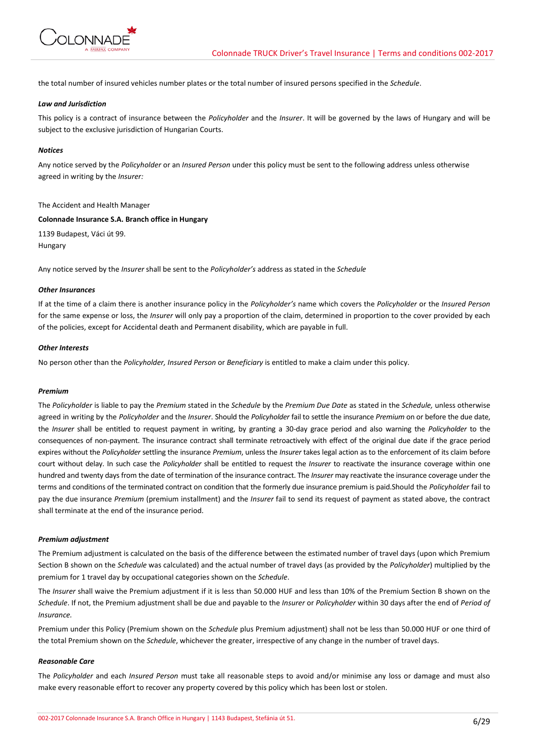the total number of insured vehicles number plates or the total number of insured persons specified in the *Schedule*.

***Law and Jurisdiction***

This policy is a contract of insurance between the *Policyholder* and the *Insurer*. It will be governed by the laws of Hungary and will be subject to the exclusive jurisdiction of Hungarian Courts.

***Notices***

Any notice served by the *Policyholder* or an *Insured Person* under this policy must be sent to the following address unless otherwise agreed in writing by the *Insurer:*

The Accident and Health Manager

**Colonnade Insurance S.A. Branch office in Hungary**

1139 Budapest, Váci út 99.
Hungary

Any notice served by the *Insurer* shall be sent to the *Policyholder's* address as stated in the *Schedule*

***Other Insurances***

If at the time of a claim there is another insurance policy in the *Policyholder's* name which covers the *Policyholder* or the *Insured Person* for the same expense or loss, the *Insurer* will only pay a proportion of the claim, determined in proportion to the cover provided by each of the policies, except for Accidental death and Permanent disability, which are payable in full.

***Other Interests***

No person other than the *Policyholder, Insured Person* or *Beneficiary* is entitled to make a claim under this policy.

***Premium***

The *Policyholder* is liable to pay the *Premium* stated in the *Schedule* by the *Premium Due Date* as stated in the *Schedule,* unless otherwise agreed in writing by the *Policyholder* and the *Insurer*. Should the *Policyholder* fail to settle the insurance *Premium* on or before the due date, the *Insurer* shall be entitled to request payment in writing, by granting a 30-day grace period and also warning the *Policyholder* to the consequences of non-payment. The insurance contract shall terminate retroactively with effect of the original due date if the grace period expires without the *Policyholder* settling the insurance *Premium*, unless the *Insurer* takes legal action as to the enforcement of its claim before court without delay. In such case the *Policyholder* shall be entitled to request the *Insurer* to reactivate the insurance coverage within one hundred and twenty days from the date of termination of the insurance contract. The *Insurer* may reactivate the insurance coverage under the terms and conditions of the terminated contract on condition that the formerly due insurance premium is paid.Should the *Policyholder* fail to pay the due insurance *Premium* (premium installment) and the *Insurer* fail to send its request of payment as stated above, the contract shall terminate at the end of the insurance period.

***Premium adjustment***

The Premium adjustment is calculated on the basis of the difference between the estimated number of travel days (upon which Premium Section B shown on the *Schedule* was calculated) and the actual number of travel days (as provided by the *Policyholder*) multiplied by the premium for 1 travel day by occupational categories shown on the *Schedule*.

The *Insurer* shall waive the Premium adjustment if it is less than 50.000 HUF and less than 10% of the Premium Section B shown on the *Schedule*. If not, the Premium adjustment shall be due and payable to the *Insurer* or *Policyholder* within 30 days after the end of *Period of Insurance.*

Premium under this Policy (Premium shown on the *Schedule* plus Premium adjustment) shall not be less than 50.000 HUF or one third of the total Premium shown on the *Schedule*, whichever the greater, irrespective of any change in the number of travel days.

***Reasonable Care***

The *Policyholder* and each *Insured Person* must take all reasonable steps to avoid and/or minimise any loss or damage and must also make every reasonable effort to recover any property covered by this policy which has been lost or stolen.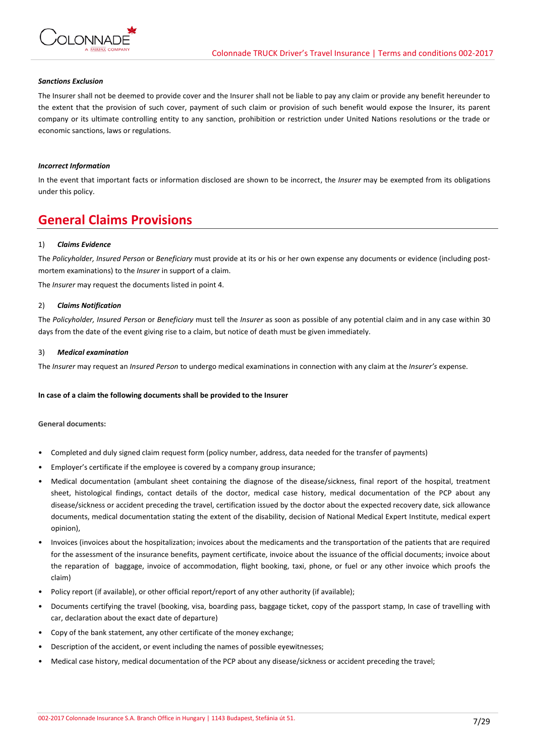***Sanctions Exclusion***

The Insurer shall not be deemed to provide cover and the Insurer shall not be liable to pay any claim or provide any benefit hereunder to the extent that the provision of such cover, payment of such claim or provision of such benefit would expose the Insurer, its parent company or its ultimate controlling entity to any sanction, prohibition or restriction under United Nations resolutions or the trade or economic sanctions, laws or regulations.

***Incorrect Information***

In the event that important facts or information disclosed are shown to be incorrect, the *Insurer* may be exempted from its obligations under this policy.

# General Claims Provisions

1) ***Claims Evidence***

The *Policyholder, Insured Person* or *Beneficiary* must provide at its or his or her own expense any documents or evidence (including post-mortem examinations) to the *Insurer* in support of a claim.

The *Insurer* may request the documents listed in point 4.

2) ***Claims Notification***

The *Policyholder, Insured Person* or *Beneficiary* must tell the *Insurer* as soon as possible of any potential claim and in any case within 30 days from the date of the event giving rise to a claim, but notice of death must be given immediately.

3) ***Medical examination***

The *Insurer* may request an *Insured Person* to undergo medical examinations in connection with any claim at the *Insurer's* expense.

**In case of a claim the following documents shall be provided to the Insurer**

**General documents:**

- Completed and duly signed claim request form (policy number, address, data needed for the transfer of payments)
- Employer's certificate if the employee is covered by a company group insurance;
- Medical documentation (ambulant sheet containing the diagnose of the disease/sickness, final report of the hospital, treatment sheet, histological findings, contact details of the doctor, medical case history, medical documentation of the PCP about any disease/sickness or accident preceding the travel, certification issued by the doctor about the expected recovery date, sick allowance documents, medical documentation stating the extent of the disability, decision of National Medical Expert Institute, medical expert opinion),
- Invoices (invoices about the hospitalization; invoices about the medicaments and the transportation of the patients that are required for the assessment of the insurance benefits, payment certificate, invoice about the issuance of the official documents; invoice about the reparation of baggage, invoice of accommodation, flight booking, taxi, phone, or fuel or any other invoice which proofs the claim)
- Policy report (if available), or other official report/report of any other authority (if available);
- Documents certifying the travel (booking, visa, boarding pass, baggage ticket, copy of the passport stamp, In case of travelling with car, declaration about the exact date of departure)
- Copy of the bank statement, any other certificate of the money exchange;
- Description of the accident, or event including the names of possible eyewitnesses;
- Medical case history, medical documentation of the PCP about any disease/sickness or accident preceding the travel;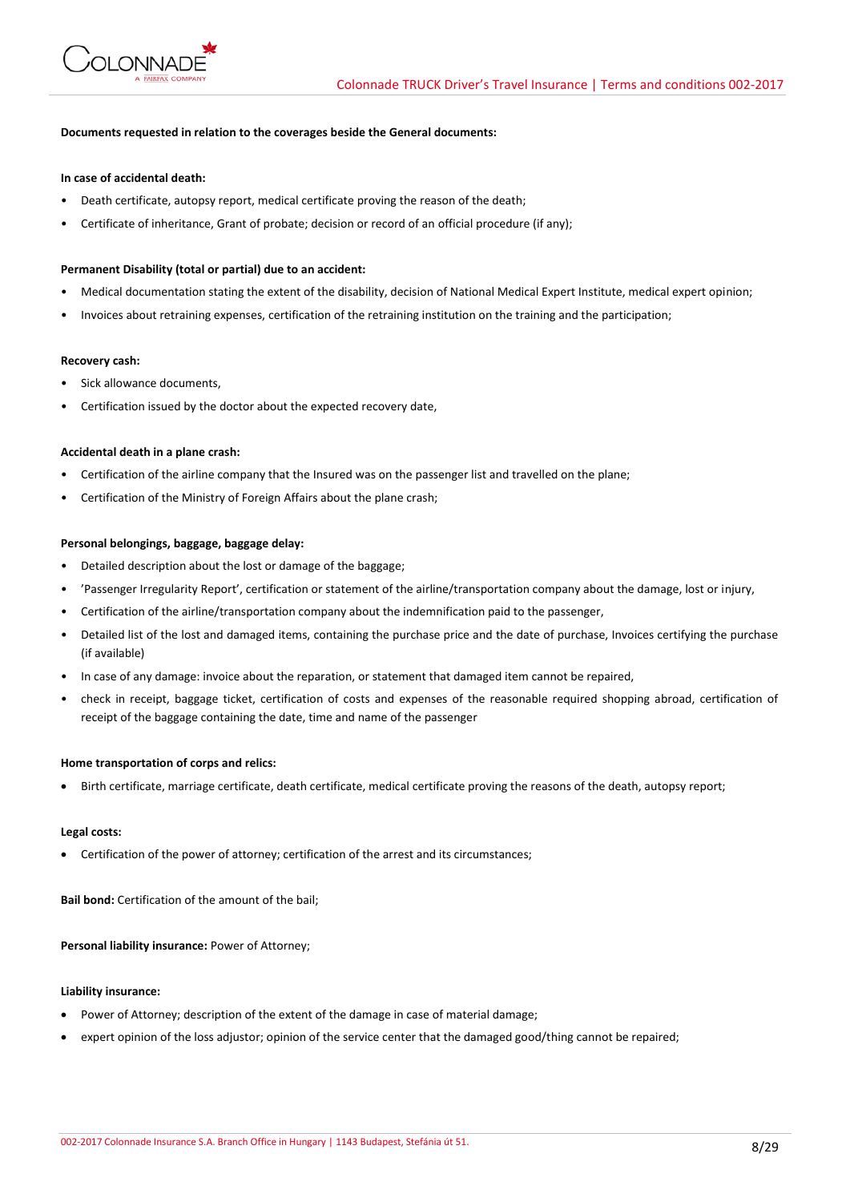**Documents requested in relation to the coverages beside the General documents:**

**In case of accidental death:**

- Death certificate, autopsy report, medical certificate proving the reason of the death;
- Certificate of inheritance, Grant of probate; decision or record of an official procedure (if any);

**Permanent Disability (total or partial) due to an accident:**

- Medical documentation stating the extent of the disability, decision of National Medical Expert Institute, medical expert opinion;
- Invoices about retraining expenses, certification of the retraining institution on the training and the participation;

**Recovery cash:**

- Sick allowance documents,
- Certification issued by the doctor about the expected recovery date,

**Accidental death in a plane crash:**

- Certification of the airline company that the Insured was on the passenger list and travelled on the plane;
- Certification of the Ministry of Foreign Affairs about the plane crash;

**Personal belongings, baggage, baggage delay:**

- Detailed description about the lost or damage of the baggage;
- 'Passenger Irregularity Report', certification or statement of the airline/transportation company about the damage, lost or injury,
- Certification of the airline/transportation company about the indemnification paid to the passenger,
- Detailed list of the lost and damaged items, containing the purchase price and the date of purchase, Invoices certifying the purchase (if available)
- In case of any damage: invoice about the reparation, or statement that damaged item cannot be repaired,
- check in receipt, baggage ticket, certification of costs and expenses of the reasonable required shopping abroad, certification of receipt of the baggage containing the date, time and name of the passenger

**Home transportation of corps and relics:**

- Birth certificate, marriage certificate, death certificate, medical certificate proving the reasons of the death, autopsy report;

**Legal costs:**

- Certification of the power of attorney; certification of the arrest and its circumstances;

**Bail bond:** Certification of the amount of the bail;

**Personal liability insurance:** Power of Attorney;

**Liability insurance:**

- Power of Attorney; description of the extent of the damage in case of material damage;
- expert opinion of the loss adjustor; opinion of the service center that the damaged good/thing cannot be repaired;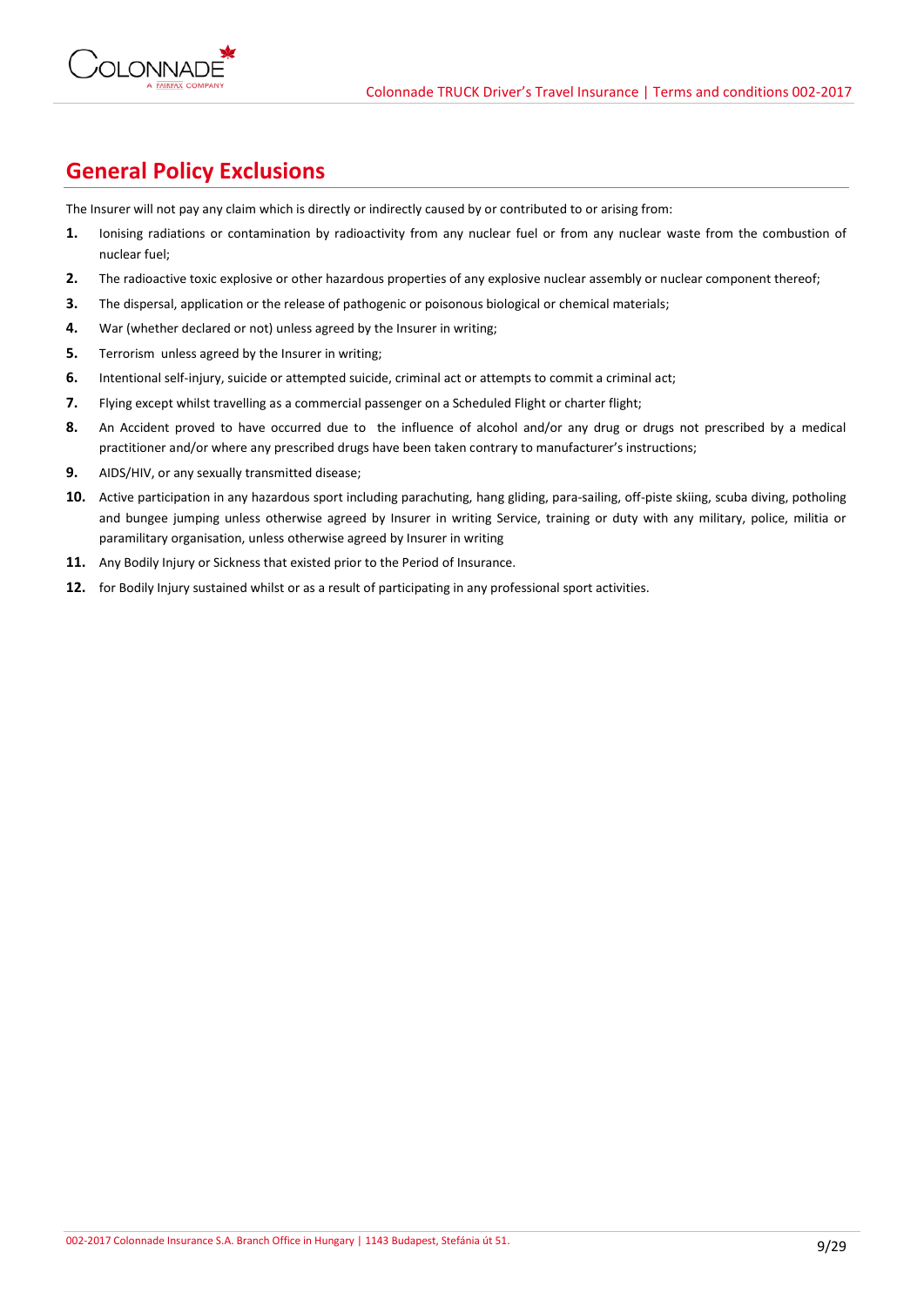## General Policy Exclusions

The Insurer will not pay any claim which is directly or indirectly caused by or contributed to or arising from:

1. Ionising radiations or contamination by radioactivity from any nuclear fuel or from any nuclear waste from the combustion of nuclear fuel;
2. The radioactive toxic explosive or other hazardous properties of any explosive nuclear assembly or nuclear component thereof;
3. The dispersal, application or the release of pathogenic or poisonous biological or chemical materials;
4. War (whether declared or not) unless agreed by the Insurer in writing;
5. Terrorism unless agreed by the Insurer in writing;
6. Intentional self-injury, suicide or attempted suicide, criminal act or attempts to commit a criminal act;
7. Flying except whilst travelling as a commercial passenger on a Scheduled Flight or charter flight;
8. An Accident proved to have occurred due to the influence of alcohol and/or any drug or drugs not prescribed by a medical practitioner and/or where any prescribed drugs have been taken contrary to manufacturer's instructions;
9. AIDS/HIV, or any sexually transmitted disease;
10. Active participation in any hazardous sport including parachuting, hang gliding, para-sailing, off-piste skiing, scuba diving, potholing and bungee jumping unless otherwise agreed by Insurer in writing Service, training or duty with any military, police, militia or paramilitary organisation, unless otherwise agreed by Insurer in writing
11. Any Bodily Injury or Sickness that existed prior to the Period of Insurance.
12. for Bodily Injury sustained whilst or as a result of participating in any professional sport activities.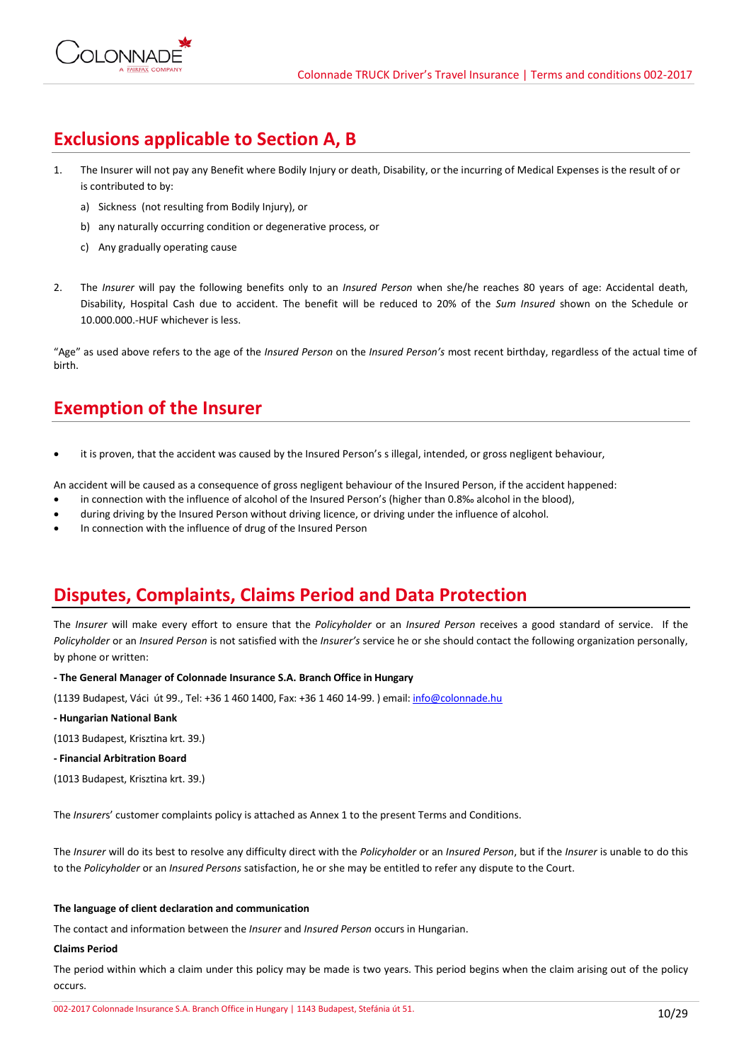## Exclusions applicable to Section A, B

1. The Insurer will not pay any Benefit where Bodily Injury or death, Disability, or the incurring of Medical Expenses is the result of or is contributed to by:
   a) Sickness (not resulting from Bodily Injury), or
   b) any naturally occurring condition or degenerative process, or
   c) Any gradually operating cause

2. The *Insurer* will pay the following benefits only to an *Insured Person* when she/he reaches 80 years of age: Accidental death, Disability, Hospital Cash due to accident. The benefit will be reduced to 20% of the *Sum Insured* shown on the Schedule or 10.000.000.-HUF whichever is less.

"Age" as used above refers to the age of the *Insured Person* on the *Insured Person's* most recent birthday, regardless of the actual time of birth.

## Exemption of the Insurer

- it is proven, that the accident was caused by the Insured Person's s illegal, intended, or gross negligent behaviour,

An accident will be caused as a consequence of gross negligent behaviour of the Insured Person, if the accident happened:

- in connection with the influence of alcohol of the Insured Person's (higher than 0.8‰ alcohol in the blood),
- during driving by the Insured Person without driving licence, or driving under the influence of alcohol.
- In connection with the influence of drug of the Insured Person

## Disputes, Complaints, Claims Period and Data Protection

The *Insurer* will make every effort to ensure that the *Policyholder* or an *Insured Person* receives a good standard of service. If the *Policyholder* or an *Insured Person* is not satisfied with the *Insurer's* service he or she should contact the following organization personally, by phone or written:

**- The General Manager of Colonnade Insurance S.A. Branch Office in Hungary**

(1139 Budapest, Váci út 99., Tel: +36 1 460 1400, Fax: +36 1 460 14-99. ) email: info@colonnade.hu

**- Hungarian National Bank**

(1013 Budapest, Krisztina krt. 39.)

**- Financial Arbitration Board**

(1013 Budapest, Krisztina krt. 39.)

The *Insurers*' customer complaints policy is attached as Annex 1 to the present Terms and Conditions.

The *Insurer* will do its best to resolve any difficulty direct with the *Policyholder* or an *Insured Person*, but if the *Insurer* is unable to do this to the *Policyholder* or an *Insured Persons* satisfaction, he or she may be entitled to refer any dispute to the Court.

**The language of client declaration and communication**

The contact and information between the *Insurer* and *Insured Person* occurs in Hungarian.

**Claims Period**

The period within which a claim under this policy may be made is two years. This period begins when the claim arising out of the policy occurs.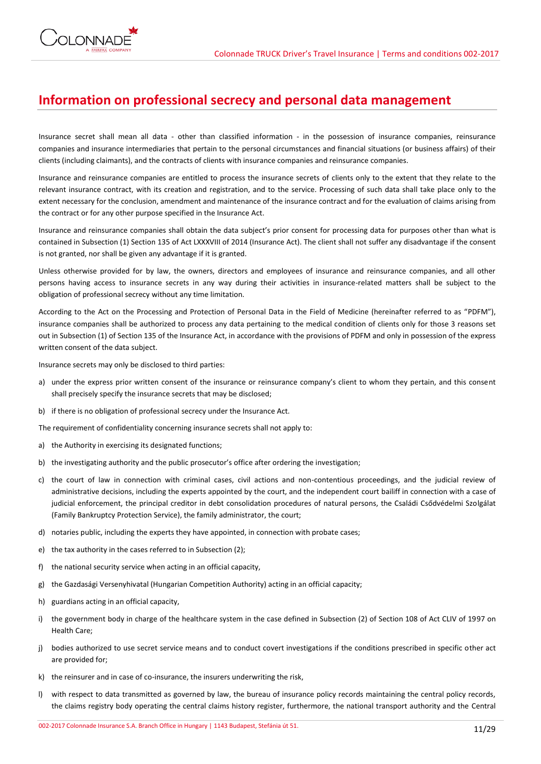# Information on professional secrecy and personal data management

Insurance secret shall mean all data - other than classified information - in the possession of insurance companies, reinsurance companies and insurance intermediaries that pertain to the personal circumstances and financial situations (or business affairs) of their clients (including claimants), and the contracts of clients with insurance companies and reinsurance companies.

Insurance and reinsurance companies are entitled to process the insurance secrets of clients only to the extent that they relate to the relevant insurance contract, with its creation and registration, and to the service. Processing of such data shall take place only to the extent necessary for the conclusion, amendment and maintenance of the insurance contract and for the evaluation of claims arising from the contract or for any other purpose specified in the Insurance Act.

Insurance and reinsurance companies shall obtain the data subject's prior consent for processing data for purposes other than what is contained in Subsection (1) Section 135 of Act LXXXVIII of 2014 (Insurance Act). The client shall not suffer any disadvantage if the consent is not granted, nor shall be given any advantage if it is granted.

Unless otherwise provided for by law, the owners, directors and employees of insurance and reinsurance companies, and all other persons having access to insurance secrets in any way during their activities in insurance-related matters shall be subject to the obligation of professional secrecy without any time limitation.

According to the Act on the Processing and Protection of Personal Data in the Field of Medicine (hereinafter referred to as "PDFM"), insurance companies shall be authorized to process any data pertaining to the medical condition of clients only for those 3 reasons set out in Subsection (1) of Section 135 of the Insurance Act, in accordance with the provisions of PDFM and only in possession of the express written consent of the data subject.

Insurance secrets may only be disclosed to third parties:

a) under the express prior written consent of the insurance or reinsurance company's client to whom they pertain, and this consent shall precisely specify the insurance secrets that may be disclosed;
b) if there is no obligation of professional secrecy under the Insurance Act.

The requirement of confidentiality concerning insurance secrets shall not apply to:

a) the Authority in exercising its designated functions;
b) the investigating authority and the public prosecutor's office after ordering the investigation;
c) the court of law in connection with criminal cases, civil actions and non-contentious proceedings, and the judicial review of administrative decisions, including the experts appointed by the court, and the independent court bailiff in connection with a case of judicial enforcement, the principal creditor in debt consolidation procedures of natural persons, the Családi Csődvédelmi Szolgálat (Family Bankruptcy Protection Service), the family administrator, the court;
d) notaries public, including the experts they have appointed, in connection with probate cases;
e) the tax authority in the cases referred to in Subsection (2);
f) the national security service when acting in an official capacity,
g) the Gazdasági Versenyhivatal (Hungarian Competition Authority) acting in an official capacity;
h) guardians acting in an official capacity,
i) the government body in charge of the healthcare system in the case defined in Subsection (2) of Section 108 of Act CLIV of 1997 on Health Care;
j) bodies authorized to use secret service means and to conduct covert investigations if the conditions prescribed in specific other act are provided for;
k) the reinsurer and in case of co-insurance, the insurers underwriting the risk,
l) with respect to data transmitted as governed by law, the bureau of insurance policy records maintaining the central policy records, the claims registry body operating the central claims history register, furthermore, the national transport authority and the Central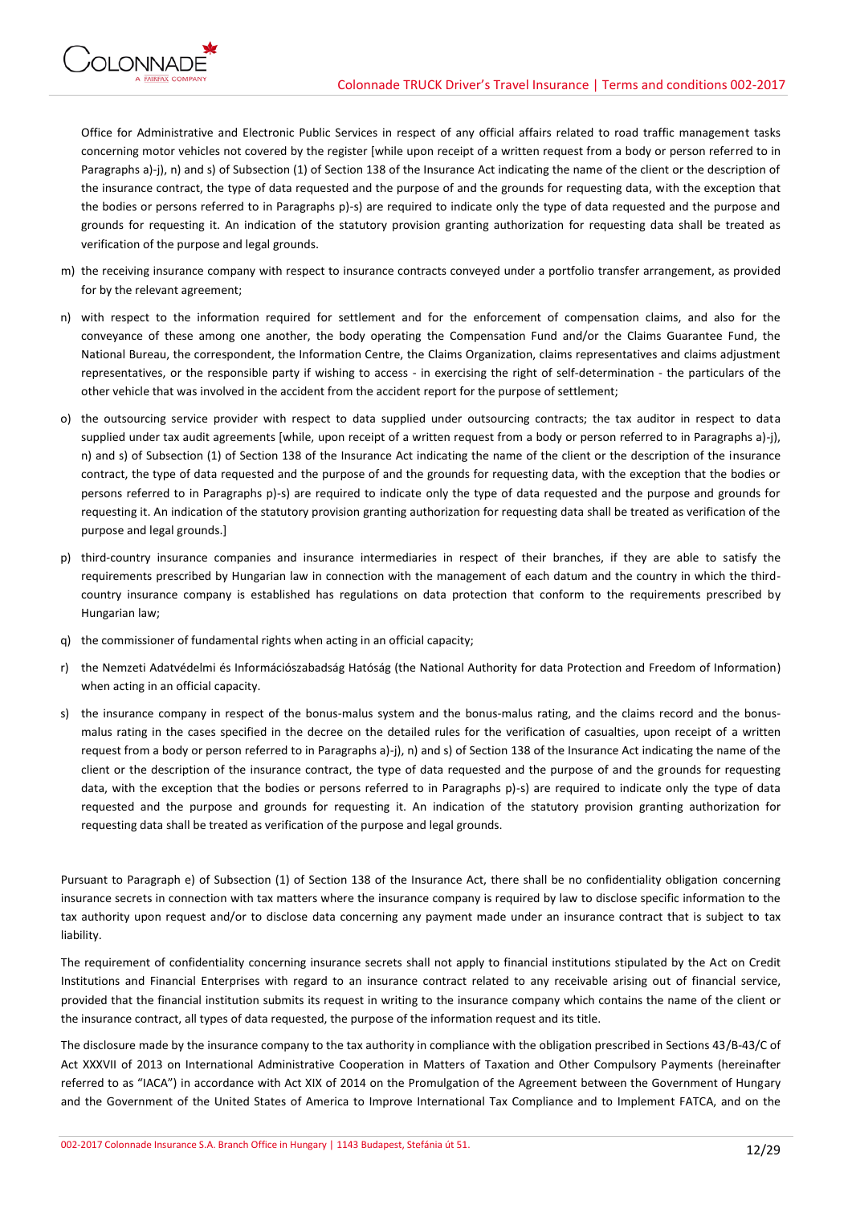Office for Administrative and Electronic Public Services in respect of any official affairs related to road traffic management tasks concerning motor vehicles not covered by the register [while upon receipt of a written request from a body or person referred to in Paragraphs a)-j), n) and s) of Subsection (1) of Section 138 of the Insurance Act indicating the name of the client or the description of the insurance contract, the type of data requested and the purpose of and the grounds for requesting data, with the exception that the bodies or persons referred to in Paragraphs p)-s) are required to indicate only the type of data requested and the purpose and grounds for requesting it. An indication of the statutory provision granting authorization for requesting data shall be treated as verification of the purpose and legal grounds.

m) the receiving insurance company with respect to insurance contracts conveyed under a portfolio transfer arrangement, as provided for by the relevant agreement;

n) with respect to the information required for settlement and for the enforcement of compensation claims, and also for the conveyance of these among one another, the body operating the Compensation Fund and/or the Claims Guarantee Fund, the National Bureau, the correspondent, the Information Centre, the Claims Organization, claims representatives and claims adjustment representatives, or the responsible party if wishing to access - in exercising the right of self-determination - the particulars of the other vehicle that was involved in the accident from the accident report for the purpose of settlement;

o) the outsourcing service provider with respect to data supplied under outsourcing contracts; the tax auditor in respect to data supplied under tax audit agreements [while, upon receipt of a written request from a body or person referred to in Paragraphs a)-j), n) and s) of Subsection (1) of Section 138 of the Insurance Act indicating the name of the client or the description of the insurance contract, the type of data requested and the purpose of and the grounds for requesting data, with the exception that the bodies or persons referred to in Paragraphs p)-s) are required to indicate only the type of data requested and the purpose and grounds for requesting it. An indication of the statutory provision granting authorization for requesting data shall be treated as verification of the purpose and legal grounds.]

p) third-country insurance companies and insurance intermediaries in respect of their branches, if they are able to satisfy the requirements prescribed by Hungarian law in connection with the management of each datum and the country in which the third-country insurance company is established has regulations on data protection that conform to the requirements prescribed by Hungarian law;

q) the commissioner of fundamental rights when acting in an official capacity;

r) the Nemzeti Adatvédelmi és Információszabadság Hatóság (the National Authority for data Protection and Freedom of Information) when acting in an official capacity.

s) the insurance company in respect of the bonus-malus system and the bonus-malus rating, and the claims record and the bonus-malus rating in the cases specified in the decree on the detailed rules for the verification of casualties, upon receipt of a written request from a body or person referred to in Paragraphs a)-j), n) and s) of Section 138 of the Insurance Act indicating the name of the client or the description of the insurance contract, the type of data requested and the purpose of and the grounds for requesting data, with the exception that the bodies or persons referred to in Paragraphs p)-s) are required to indicate only the type of data requested and the purpose and grounds for requesting it. An indication of the statutory provision granting authorization for requesting data shall be treated as verification of the purpose and legal grounds.

Pursuant to Paragraph e) of Subsection (1) of Section 138 of the Insurance Act, there shall be no confidentiality obligation concerning insurance secrets in connection with tax matters where the insurance company is required by law to disclose specific information to the tax authority upon request and/or to disclose data concerning any payment made under an insurance contract that is subject to tax liability.

The requirement of confidentiality concerning insurance secrets shall not apply to financial institutions stipulated by the Act on Credit Institutions and Financial Enterprises with regard to an insurance contract related to any receivable arising out of financial service, provided that the financial institution submits its request in writing to the insurance company which contains the name of the client or the insurance contract, all types of data requested, the purpose of the information request and its title.

The disclosure made by the insurance company to the tax authority in compliance with the obligation prescribed in Sections 43/B-43/C of Act XXXVII of 2013 on International Administrative Cooperation in Matters of Taxation and Other Compulsory Payments (hereinafter referred to as "IACA") in accordance with Act XIX of 2014 on the Promulgation of the Agreement between the Government of Hungary and the Government of the United States of America to Improve International Tax Compliance and to Implement FATCA, and on the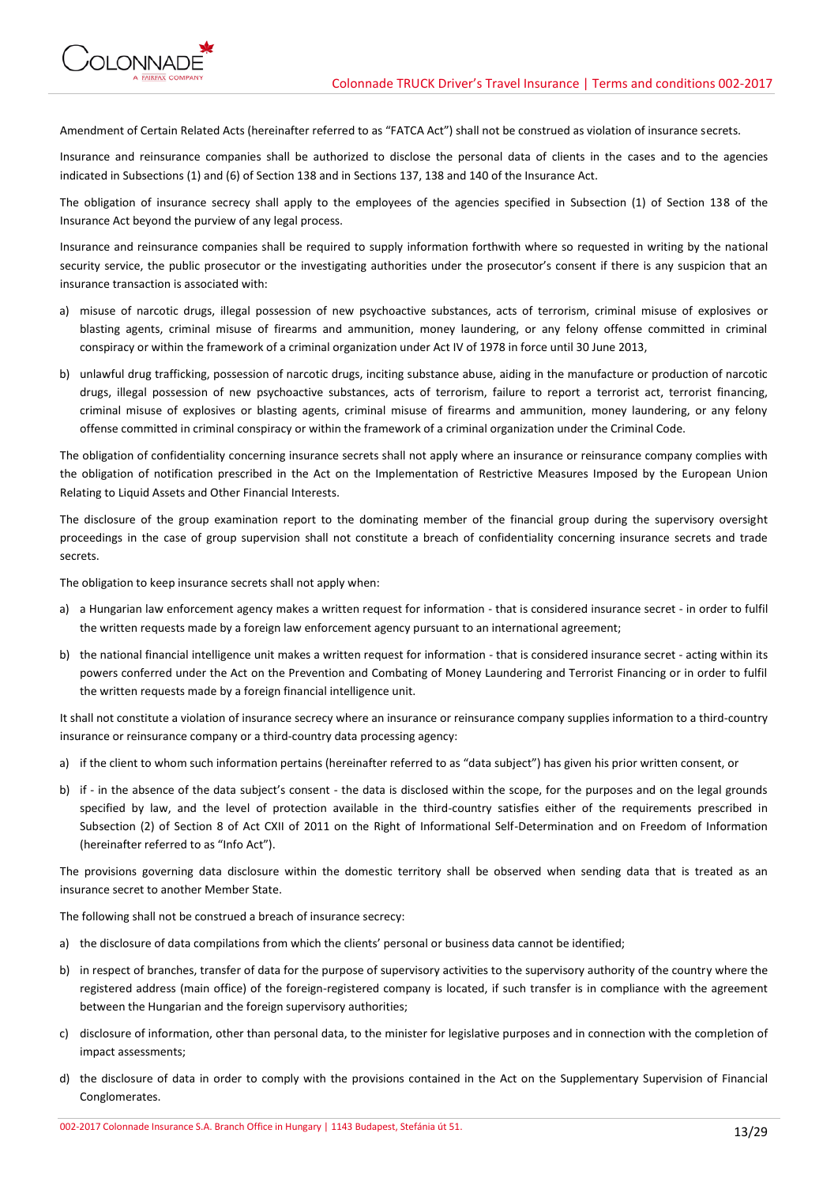Amendment of Certain Related Acts (hereinafter referred to as "FATCA Act") shall not be construed as violation of insurance secrets.

Insurance and reinsurance companies shall be authorized to disclose the personal data of clients in the cases and to the agencies indicated in Subsections (1) and (6) of Section 138 and in Sections 137, 138 and 140 of the Insurance Act.

The obligation of insurance secrecy shall apply to the employees of the agencies specified in Subsection (1) of Section 138 of the Insurance Act beyond the purview of any legal process.

Insurance and reinsurance companies shall be required to supply information forthwith where so requested in writing by the national security service, the public prosecutor or the investigating authorities under the prosecutor's consent if there is any suspicion that an insurance transaction is associated with:

a) misuse of narcotic drugs, illegal possession of new psychoactive substances, acts of terrorism, criminal misuse of explosives or blasting agents, criminal misuse of firearms and ammunition, money laundering, or any felony offense committed in criminal conspiracy or within the framework of a criminal organization under Act IV of 1978 in force until 30 June 2013,

b) unlawful drug trafficking, possession of narcotic drugs, inciting substance abuse, aiding in the manufacture or production of narcotic drugs, illegal possession of new psychoactive substances, acts of terrorism, failure to report a terrorist act, terrorist financing, criminal misuse of explosives or blasting agents, criminal misuse of firearms and ammunition, money laundering, or any felony offense committed in criminal conspiracy or within the framework of a criminal organization under the Criminal Code.

The obligation of confidentiality concerning insurance secrets shall not apply where an insurance or reinsurance company complies with the obligation of notification prescribed in the Act on the Implementation of Restrictive Measures Imposed by the European Union Relating to Liquid Assets and Other Financial Interests.

The disclosure of the group examination report to the dominating member of the financial group during the supervisory oversight proceedings in the case of group supervision shall not constitute a breach of confidentiality concerning insurance secrets and trade secrets.

The obligation to keep insurance secrets shall not apply when:

a) a Hungarian law enforcement agency makes a written request for information - that is considered insurance secret - in order to fulfil the written requests made by a foreign law enforcement agency pursuant to an international agreement;

b) the national financial intelligence unit makes a written request for information - that is considered insurance secret - acting within its powers conferred under the Act on the Prevention and Combating of Money Laundering and Terrorist Financing or in order to fulfil the written requests made by a foreign financial intelligence unit.

It shall not constitute a violation of insurance secrecy where an insurance or reinsurance company supplies information to a third-country insurance or reinsurance company or a third-country data processing agency:

a) if the client to whom such information pertains (hereinafter referred to as "data subject") has given his prior written consent, or

b) if - in the absence of the data subject's consent - the data is disclosed within the scope, for the purposes and on the legal grounds specified by law, and the level of protection available in the third-country satisfies either of the requirements prescribed in Subsection (2) of Section 8 of Act CXII of 2011 on the Right of Informational Self-Determination and on Freedom of Information (hereinafter referred to as "Info Act").

The provisions governing data disclosure within the domestic territory shall be observed when sending data that is treated as an insurance secret to another Member State.

The following shall not be construed a breach of insurance secrecy:

a) the disclosure of data compilations from which the clients' personal or business data cannot be identified;

b) in respect of branches, transfer of data for the purpose of supervisory activities to the supervisory authority of the country where the registered address (main office) of the foreign-registered company is located, if such transfer is in compliance with the agreement between the Hungarian and the foreign supervisory authorities;

c) disclosure of information, other than personal data, to the minister for legislative purposes and in connection with the completion of impact assessments;

d) the disclosure of data in order to comply with the provisions contained in the Act on the Supplementary Supervision of Financial Conglomerates.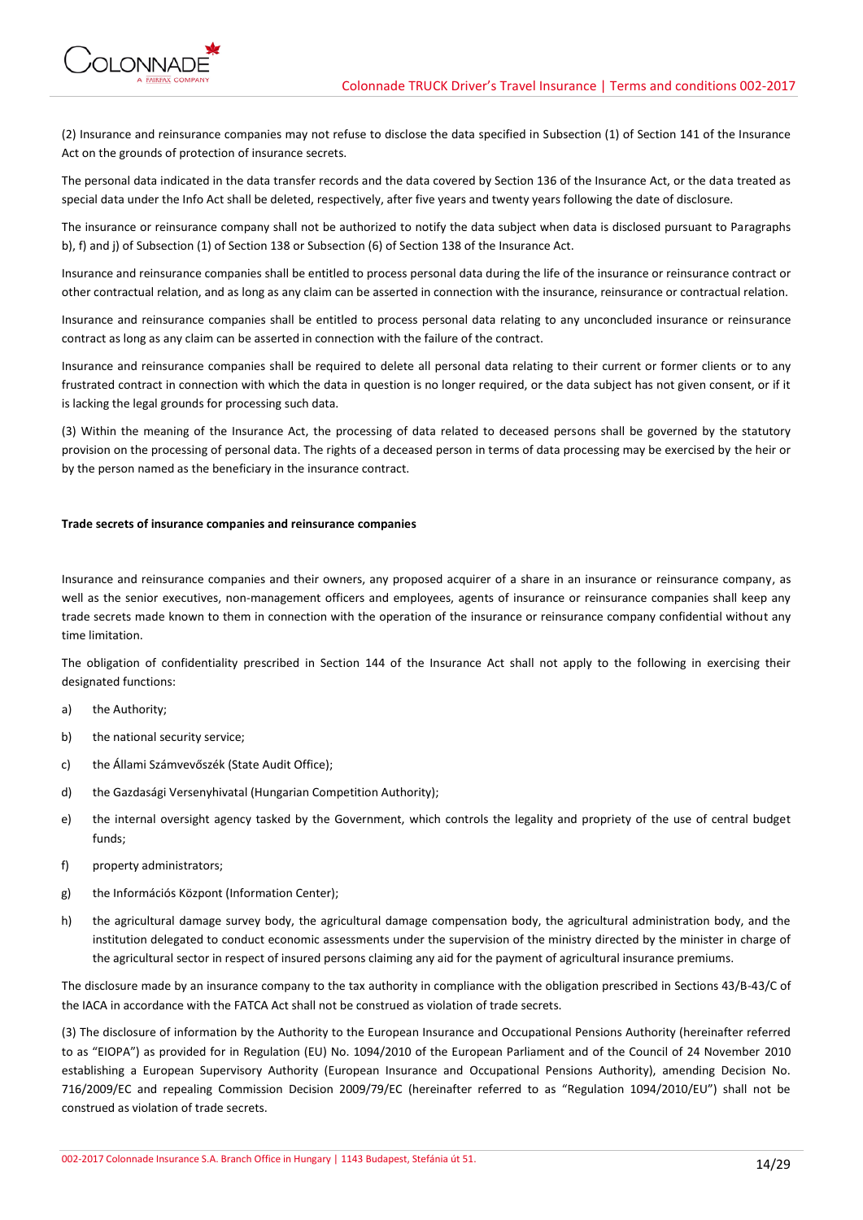(2) Insurance and reinsurance companies may not refuse to disclose the data specified in Subsection (1) of Section 141 of the Insurance Act on the grounds of protection of insurance secrets.

The personal data indicated in the data transfer records and the data covered by Section 136 of the Insurance Act, or the data treated as special data under the Info Act shall be deleted, respectively, after five years and twenty years following the date of disclosure.

The insurance or reinsurance company shall not be authorized to notify the data subject when data is disclosed pursuant to Paragraphs b), f) and j) of Subsection (1) of Section 138 or Subsection (6) of Section 138 of the Insurance Act.

Insurance and reinsurance companies shall be entitled to process personal data during the life of the insurance or reinsurance contract or other contractual relation, and as long as any claim can be asserted in connection with the insurance, reinsurance or contractual relation.

Insurance and reinsurance companies shall be entitled to process personal data relating to any unconcluded insurance or reinsurance contract as long as any claim can be asserted in connection with the failure of the contract.

Insurance and reinsurance companies shall be required to delete all personal data relating to their current or former clients or to any frustrated contract in connection with which the data in question is no longer required, or the data subject has not given consent, or if it is lacking the legal grounds for processing such data.

(3) Within the meaning of the Insurance Act, the processing of data related to deceased persons shall be governed by the statutory provision on the processing of personal data. The rights of a deceased person in terms of data processing may be exercised by the heir or by the person named as the beneficiary in the insurance contract.

**Trade secrets of insurance companies and reinsurance companies**

Insurance and reinsurance companies and their owners, any proposed acquirer of a share in an insurance or reinsurance company, as well as the senior executives, non-management officers and employees, agents of insurance or reinsurance companies shall keep any trade secrets made known to them in connection with the operation of the insurance or reinsurance company confidential without any time limitation.

The obligation of confidentiality prescribed in Section 144 of the Insurance Act shall not apply to the following in exercising their designated functions:

a) the Authority;

b) the national security service;

c) the Állami Számvevőszék (State Audit Office);

d) the Gazdasági Versenyhivatal (Hungarian Competition Authority);

e) the internal oversight agency tasked by the Government, which controls the legality and propriety of the use of central budget funds;

f) property administrators;

g) the Információs Központ (Information Center);

h) the agricultural damage survey body, the agricultural damage compensation body, the agricultural administration body, and the institution delegated to conduct economic assessments under the supervision of the ministry directed by the minister in charge of the agricultural sector in respect of insured persons claiming any aid for the payment of agricultural insurance premiums.

The disclosure made by an insurance company to the tax authority in compliance with the obligation prescribed in Sections 43/B-43/C of the IACA in accordance with the FATCA Act shall not be construed as violation of trade secrets.

(3) The disclosure of information by the Authority to the European Insurance and Occupational Pensions Authority (hereinafter referred to as "EIOPA") as provided for in Regulation (EU) No. 1094/2010 of the European Parliament and of the Council of 24 November 2010 establishing a European Supervisory Authority (European Insurance and Occupational Pensions Authority), amending Decision No. 716/2009/EC and repealing Commission Decision 2009/79/EC (hereinafter referred to as "Regulation 1094/2010/EU") shall not be construed as violation of trade secrets.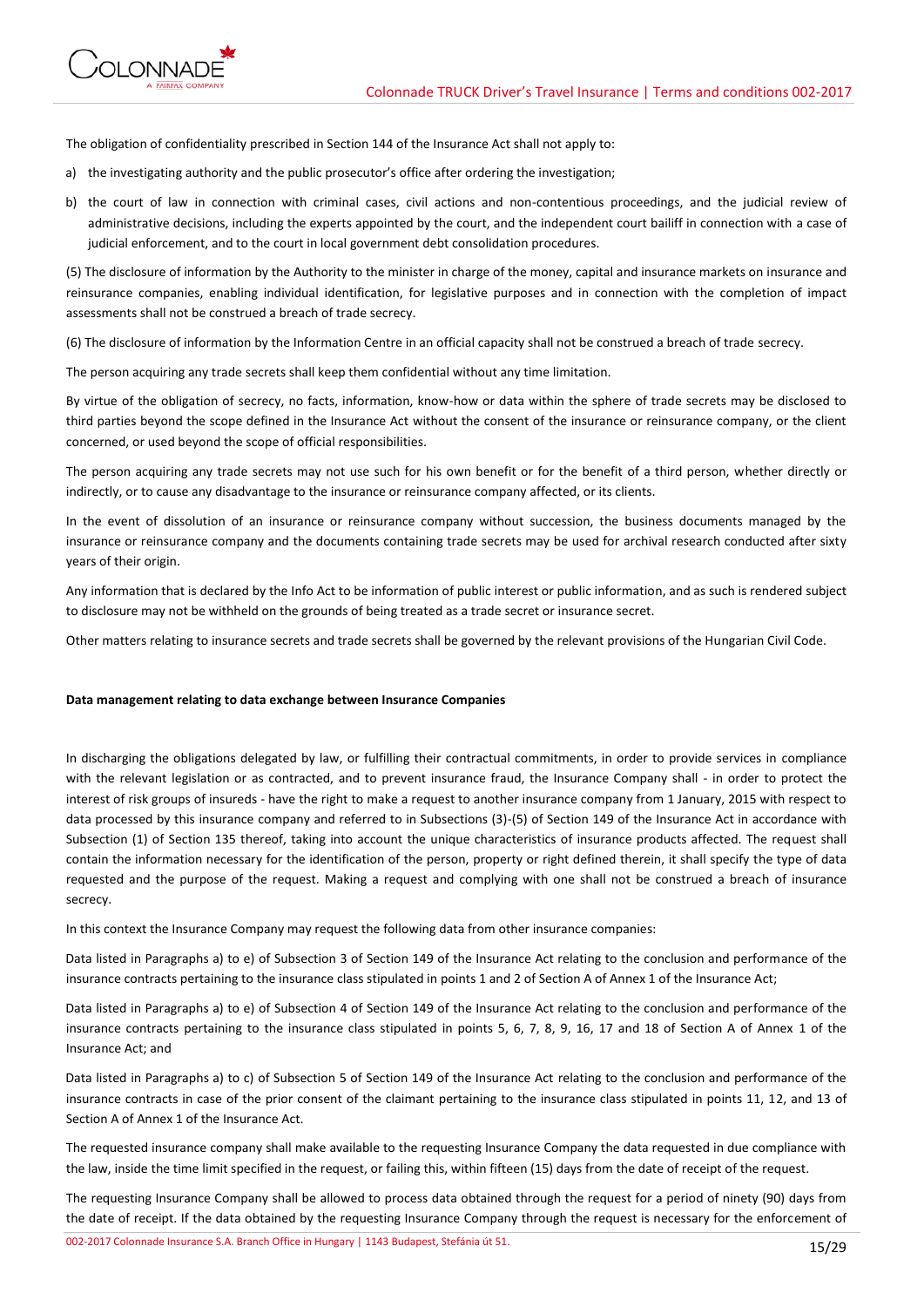The obligation of confidentiality prescribed in Section 144 of the Insurance Act shall not apply to:

a) the investigating authority and the public prosecutor's office after ordering the investigation;

b) the court of law in connection with criminal cases, civil actions and non-contentious proceedings, and the judicial review of administrative decisions, including the experts appointed by the court, and the independent court bailiff in connection with a case of judicial enforcement, and to the court in local government debt consolidation procedures.

(5) The disclosure of information by the Authority to the minister in charge of the money, capital and insurance markets on insurance and reinsurance companies, enabling individual identification, for legislative purposes and in connection with the completion of impact assessments shall not be construed a breach of trade secrecy.

(6) The disclosure of information by the Information Centre in an official capacity shall not be construed a breach of trade secrecy.

The person acquiring any trade secrets shall keep them confidential without any time limitation.

By virtue of the obligation of secrecy, no facts, information, know-how or data within the sphere of trade secrets may be disclosed to third parties beyond the scope defined in the Insurance Act without the consent of the insurance or reinsurance company, or the client concerned, or used beyond the scope of official responsibilities.

The person acquiring any trade secrets may not use such for his own benefit or for the benefit of a third person, whether directly or indirectly, or to cause any disadvantage to the insurance or reinsurance company affected, or its clients.

In the event of dissolution of an insurance or reinsurance company without succession, the business documents managed by the insurance or reinsurance company and the documents containing trade secrets may be used for archival research conducted after sixty years of their origin.

Any information that is declared by the Info Act to be information of public interest or public information, and as such is rendered subject to disclosure may not be withheld on the grounds of being treated as a trade secret or insurance secret.

Other matters relating to insurance secrets and trade secrets shall be governed by the relevant provisions of the Hungarian Civil Code.

**Data management relating to data exchange between Insurance Companies**

In discharging the obligations delegated by law, or fulfilling their contractual commitments, in order to provide services in compliance with the relevant legislation or as contracted, and to prevent insurance fraud, the Insurance Company shall - in order to protect the interest of risk groups of insureds - have the right to make a request to another insurance company from 1 January, 2015 with respect to data processed by this insurance company and referred to in Subsections (3)-(5) of Section 149 of the Insurance Act in accordance with Subsection (1) of Section 135 thereof, taking into account the unique characteristics of insurance products affected. The request shall contain the information necessary for the identification of the person, property or right defined therein, it shall specify the type of data requested and the purpose of the request. Making a request and complying with one shall not be construed a breach of insurance secrecy.

In this context the Insurance Company may request the following data from other insurance companies:

Data listed in Paragraphs a) to e) of Subsection 3 of Section 149 of the Insurance Act relating to the conclusion and performance of the insurance contracts pertaining to the insurance class stipulated in points 1 and 2 of Section A of Annex 1 of the Insurance Act;

Data listed in Paragraphs a) to e) of Subsection 4 of Section 149 of the Insurance Act relating to the conclusion and performance of the insurance contracts pertaining to the insurance class stipulated in points 5, 6, 7, 8, 9, 16, 17 and 18 of Section A of Annex 1 of the Insurance Act; and

Data listed in Paragraphs a) to c) of Subsection 5 of Section 149 of the Insurance Act relating to the conclusion and performance of the insurance contracts in case of the prior consent of the claimant pertaining to the insurance class stipulated in points 11, 12, and 13 of Section A of Annex 1 of the Insurance Act.

The requested insurance company shall make available to the requesting Insurance Company the data requested in due compliance with the law, inside the time limit specified in the request, or failing this, within fifteen (15) days from the date of receipt of the request.

The requesting Insurance Company shall be allowed to process data obtained through the request for a period of ninety (90) days from the date of receipt. If the data obtained by the requesting Insurance Company through the request is necessary for the enforcement of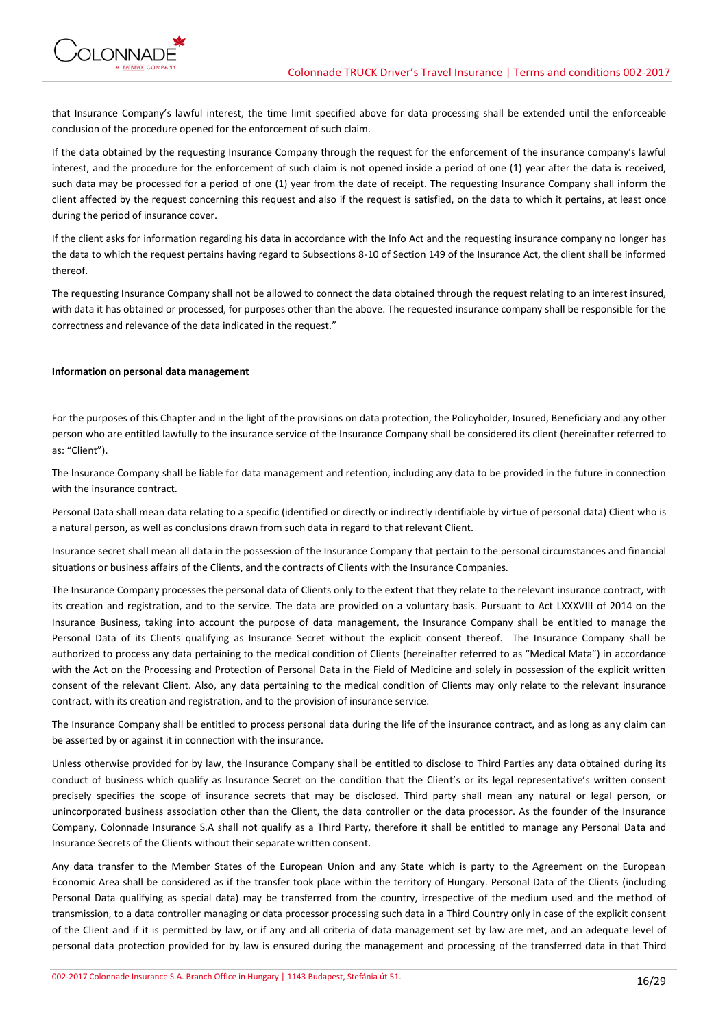that Insurance Company's lawful interest, the time limit specified above for data processing shall be extended until the enforceable conclusion of the procedure opened for the enforcement of such claim.

If the data obtained by the requesting Insurance Company through the request for the enforcement of the insurance company's lawful interest, and the procedure for the enforcement of such claim is not opened inside a period of one (1) year after the data is received, such data may be processed for a period of one (1) year from the date of receipt. The requesting Insurance Company shall inform the client affected by the request concerning this request and also if the request is satisfied, on the data to which it pertains, at least once during the period of insurance cover.

If the client asks for information regarding his data in accordance with the Info Act and the requesting insurance company no longer has the data to which the request pertains having regard to Subsections 8-10 of Section 149 of the Insurance Act, the client shall be informed thereof.

The requesting Insurance Company shall not be allowed to connect the data obtained through the request relating to an interest insured, with data it has obtained or processed, for purposes other than the above. The requested insurance company shall be responsible for the correctness and relevance of the data indicated in the request."

**Information on personal data management**

For the purposes of this Chapter and in the light of the provisions on data protection, the Policyholder, Insured, Beneficiary and any other person who are entitled lawfully to the insurance service of the Insurance Company shall be considered its client (hereinafter referred to as: "Client").

The Insurance Company shall be liable for data management and retention, including any data to be provided in the future in connection with the insurance contract.

Personal Data shall mean data relating to a specific (identified or directly or indirectly identifiable by virtue of personal data) Client who is a natural person, as well as conclusions drawn from such data in regard to that relevant Client.

Insurance secret shall mean all data in the possession of the Insurance Company that pertain to the personal circumstances and financial situations or business affairs of the Clients, and the contracts of Clients with the Insurance Companies.

The Insurance Company processes the personal data of Clients only to the extent that they relate to the relevant insurance contract, with its creation and registration, and to the service. The data are provided on a voluntary basis. Pursuant to Act LXXXVIII of 2014 on the Insurance Business, taking into account the purpose of data management, the Insurance Company shall be entitled to manage the Personal Data of its Clients qualifying as Insurance Secret without the explicit consent thereof. The Insurance Company shall be authorized to process any data pertaining to the medical condition of Clients (hereinafter referred to as "Medical Mata") in accordance with the Act on the Processing and Protection of Personal Data in the Field of Medicine and solely in possession of the explicit written consent of the relevant Client. Also, any data pertaining to the medical condition of Clients may only relate to the relevant insurance contract, with its creation and registration, and to the provision of insurance service.

The Insurance Company shall be entitled to process personal data during the life of the insurance contract, and as long as any claim can be asserted by or against it in connection with the insurance.

Unless otherwise provided for by law, the Insurance Company shall be entitled to disclose to Third Parties any data obtained during its conduct of business which qualify as Insurance Secret on the condition that the Client's or its legal representative's written consent precisely specifies the scope of insurance secrets that may be disclosed. Third party shall mean any natural or legal person, or unincorporated business association other than the Client, the data controller or the data processor. As the founder of the Insurance Company, Colonnade Insurance S.A shall not qualify as a Third Party, therefore it shall be entitled to manage any Personal Data and Insurance Secrets of the Clients without their separate written consent.

Any data transfer to the Member States of the European Union and any State which is party to the Agreement on the European Economic Area shall be considered as if the transfer took place within the territory of Hungary. Personal Data of the Clients (including Personal Data qualifying as special data) may be transferred from the country, irrespective of the medium used and the method of transmission, to a data controller managing or data processor processing such data in a Third Country only in case of the explicit consent of the Client and if it is permitted by law, or if any and all criteria of data management set by law are met, and an adequate level of personal data protection provided for by law is ensured during the management and processing of the transferred data in that Third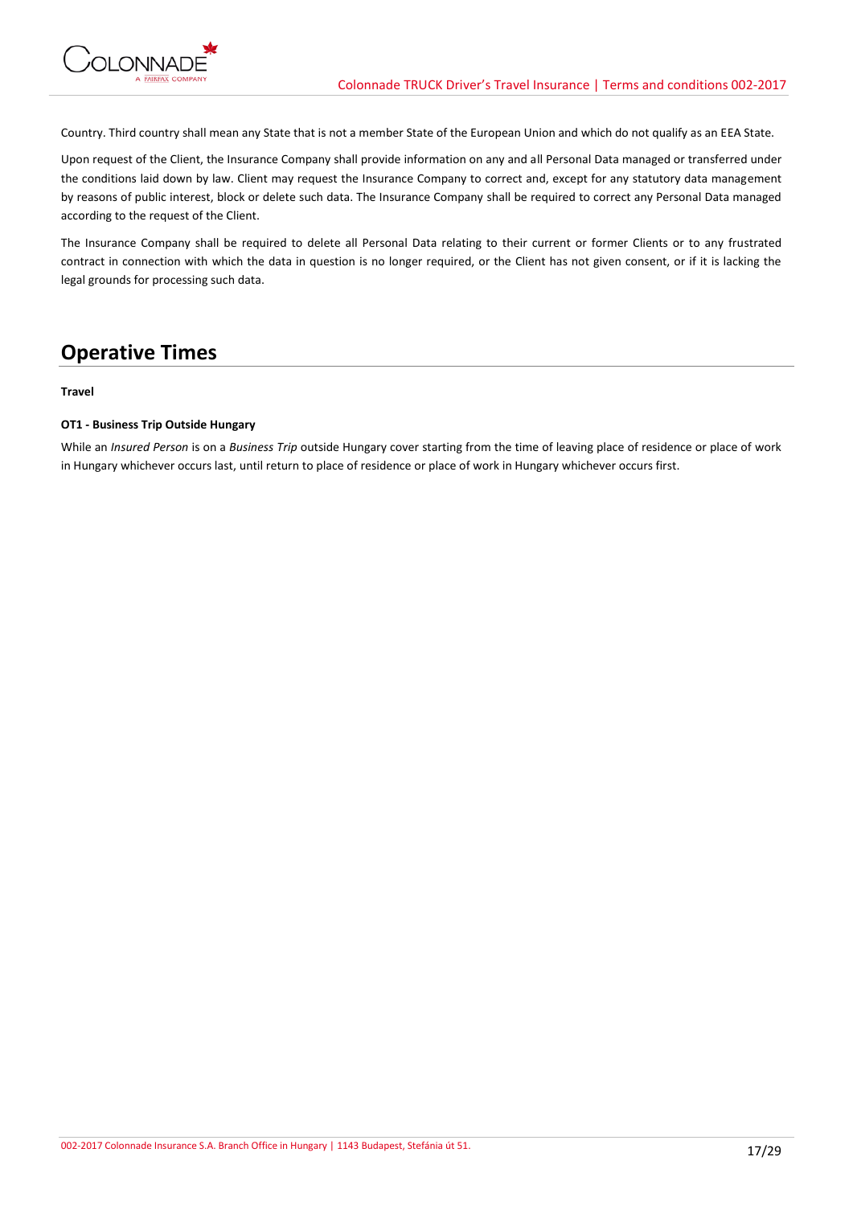Country. Third country shall mean any State that is not a member State of the European Union and which do not qualify as an EEA State.

Upon request of the Client, the Insurance Company shall provide information on any and all Personal Data managed or transferred under the conditions laid down by law. Client may request the Insurance Company to correct and, except for any statutory data management by reasons of public interest, block or delete such data. The Insurance Company shall be required to correct any Personal Data managed according to the request of the Client.

The Insurance Company shall be required to delete all Personal Data relating to their current or former Clients or to any frustrated contract in connection with which the data in question is no longer required, or the Client has not given consent, or if it is lacking the legal grounds for processing such data.

## Operative Times

**Travel**

**OT1 - Business Trip Outside Hungary**

While an *Insured Person* is on a *Business Trip* outside Hungary cover starting from the time of leaving place of residence or place of work in Hungary whichever occurs last, until return to place of residence or place of work in Hungary whichever occurs first.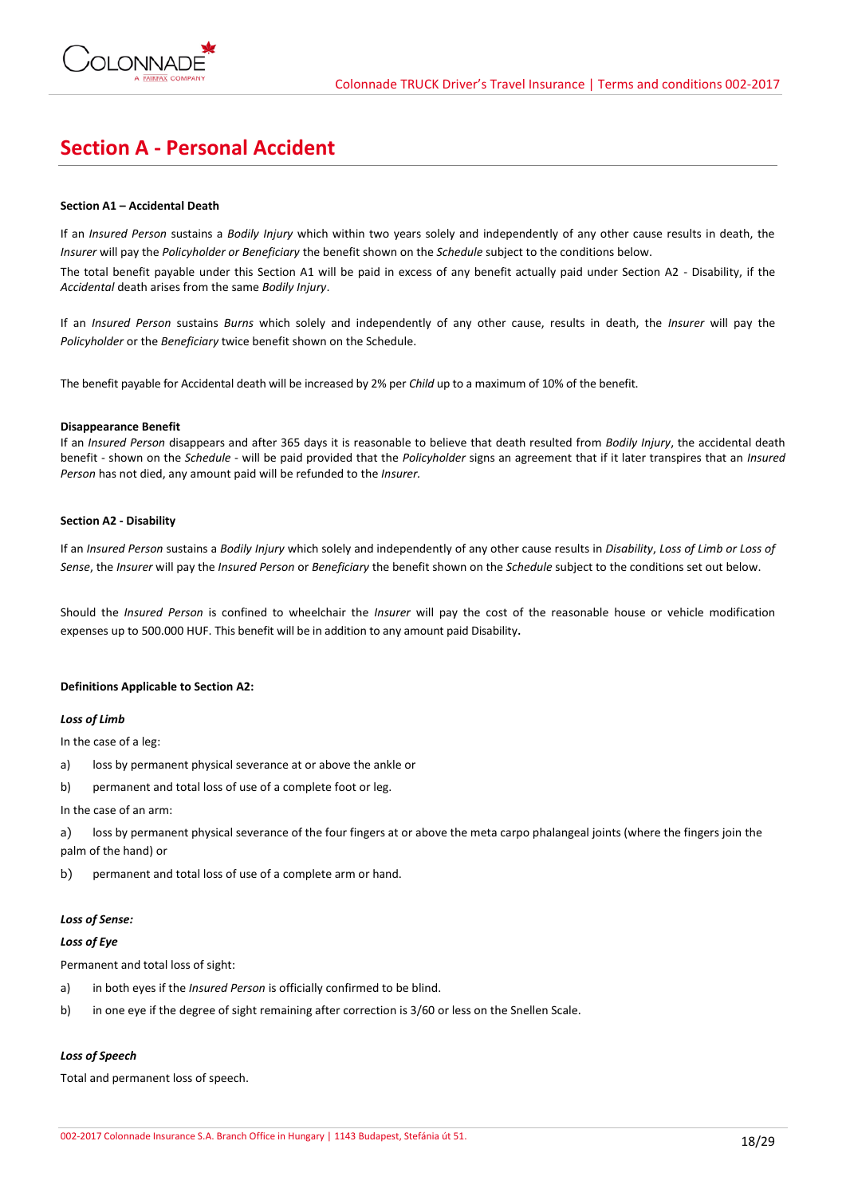# Section A - Personal Accident

**Section A1 – Accidental Death**

If an *Insured Person* sustains a *Bodily Injury* which within two years solely and independently of any other cause results in death, the *Insurer* will pay the *Policyholder or Beneficiary* the benefit shown on the *Schedule* subject to the conditions below.

The total benefit payable under this Section A1 will be paid in excess of any benefit actually paid under Section A2 - Disability, if the *Accidental* death arises from the same *Bodily Injury*.

If an *Insured Person* sustains *Burns* which solely and independently of any other cause, results in death, the *Insurer* will pay the *Policyholder* or the *Beneficiary* twice benefit shown on the Schedule.

The benefit payable for Accidental death will be increased by 2% per *Child* up to a maximum of 10% of the benefit.

**Disappearance Benefit**

If an *Insured Person* disappears and after 365 days it is reasonable to believe that death resulted from *Bodily Injury*, the accidental death benefit - shown on the *Schedule* - will be paid provided that the *Policyholder* signs an agreement that if it later transpires that an *Insured Person* has not died, any amount paid will be refunded to the *Insurer.*

**Section A2 - Disability**

If an *Insured Person* sustains a *Bodily Injury* which solely and independently of any other cause results in *Disability*, *Loss of Limb or Loss of Sense*, the *Insurer* will pay the *Insured Person* or *Beneficiary* the benefit shown on the *Schedule* subject to the conditions set out below.

Should the *Insured Person* is confined to wheelchair the *Insurer* will pay the cost of the reasonable house or vehicle modification expenses up to 500.000 HUF. This benefit will be in addition to any amount paid Disability**.**

**Definitions Applicable to Section A2:**

***Loss of Limb***

In the case of a leg:

a) loss by permanent physical severance at or above the ankle or

b) permanent and total loss of use of a complete foot or leg.

In the case of an arm:

a) loss by permanent physical severance of the four fingers at or above the meta carpo phalangeal joints (where the fingers join the palm of the hand) or

b) permanent and total loss of use of a complete arm or hand.

***Loss of Sense:***

***Loss of Eye***

Permanent and total loss of sight:

a) in both eyes if the *Insured Person* is officially confirmed to be blind.

b) in one eye if the degree of sight remaining after correction is 3/60 or less on the Snellen Scale.

***Loss of Speech***

Total and permanent loss of speech.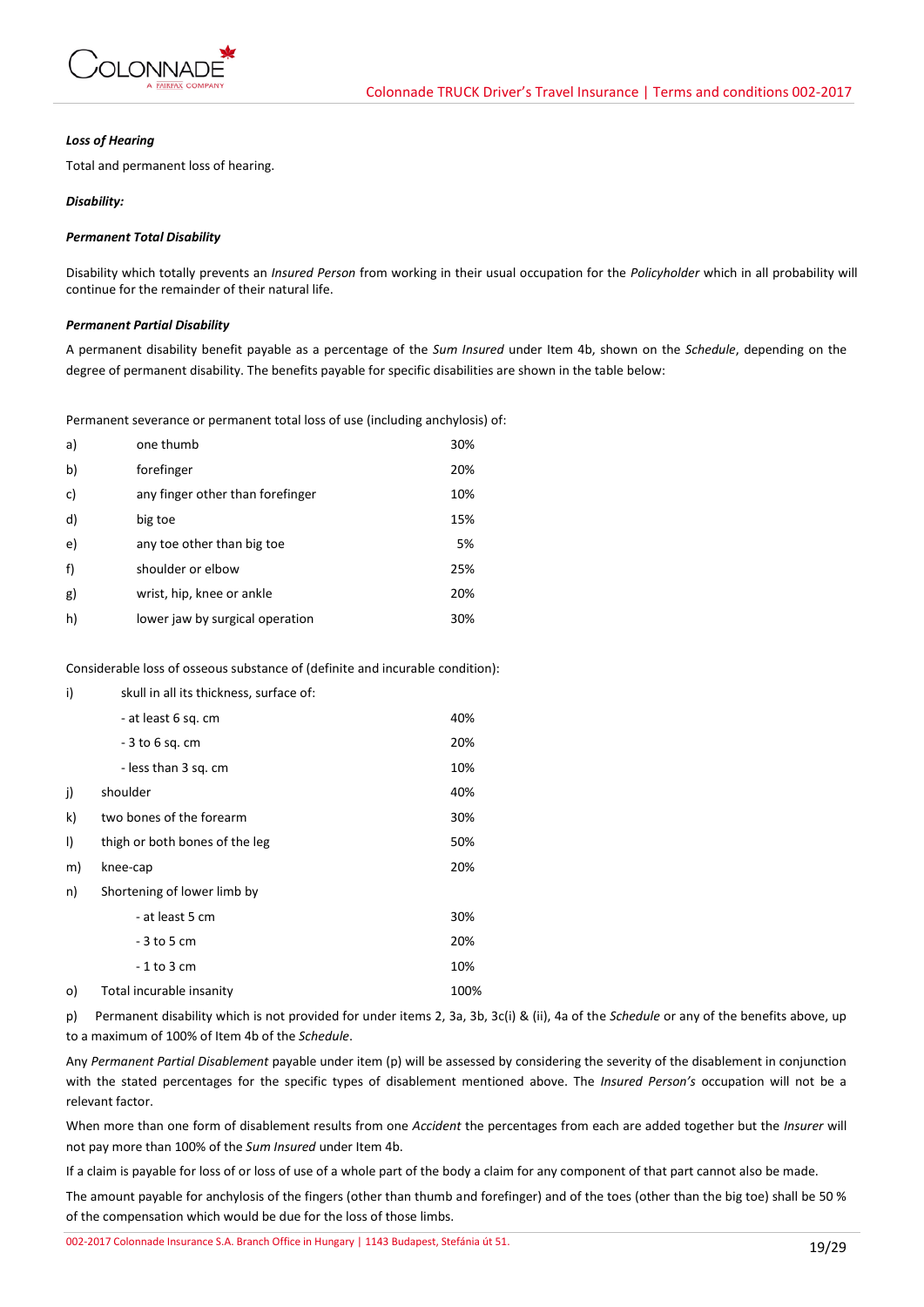***Loss of Hearing***

Total and permanent loss of hearing.

***Disability:***

***Permanent Total Disability***

Disability which totally prevents an *Insured Person* from working in their usual occupation for the *Policyholder* which in all probability will continue for the remainder of their natural life.

***Permanent Partial Disability***

A permanent disability benefit payable as a percentage of the *Sum Insured* under Item 4b, shown on the *Schedule*, depending on the degree of permanent disability. The benefits payable for specific disabilities are shown in the table below:

Permanent severance or permanent total loss of use (including anchylosis) of:

| | | |
|---|---|---|
| a) | one thumb | 30% |
| b) | forefinger | 20% |
| c) | any finger other than forefinger | 10% |
| d) | big toe | 15% |
| e) | any toe other than big toe | 5% |
| f) | shoulder or elbow | 25% |
| g) | wrist, hip, knee or ankle | 20% |
| h) | lower jaw by surgical operation | 30% |

Considerable loss of osseous substance of (definite and incurable condition):

| | | |
|---|---|---|
| i) | skull in all its thickness, surface of: | |
| | - at least 6 sq. cm | 40% |
| | - 3 to 6 sq. cm | 20% |
| | - less than 3 sq. cm | 10% |
| j) | shoulder | 40% |
| k) | two bones of the forearm | 30% |
| l) | thigh or both bones of the leg | 50% |
| m) | knee-cap | 20% |
| n) | Shortening of lower limb by | |
| | - at least 5 cm | 30% |
| | - 3 to 5 cm | 20% |
| | - 1 to 3 cm | 10% |
| o) | Total incurable insanity | 100% |

p) Permanent disability which is not provided for under items 2, 3a, 3b, 3c(i) & (ii), 4a of the *Schedule* or any of the benefits above, up to a maximum of 100% of Item 4b of the *Schedule*.

Any *Permanent Partial Disablement* payable under item (p) will be assessed by considering the severity of the disablement in conjunction with the stated percentages for the specific types of disablement mentioned above. The *Insured Person's* occupation will not be a relevant factor.

When more than one form of disablement results from one *Accident* the percentages from each are added together but the *Insurer* will not pay more than 100% of the *Sum Insured* under Item 4b.

If a claim is payable for loss of or loss of use of a whole part of the body a claim for any component of that part cannot also be made.

The amount payable for anchylosis of the fingers (other than thumb and forefinger) and of the toes (other than the big toe) shall be 50 % of the compensation which would be due for the loss of those limbs.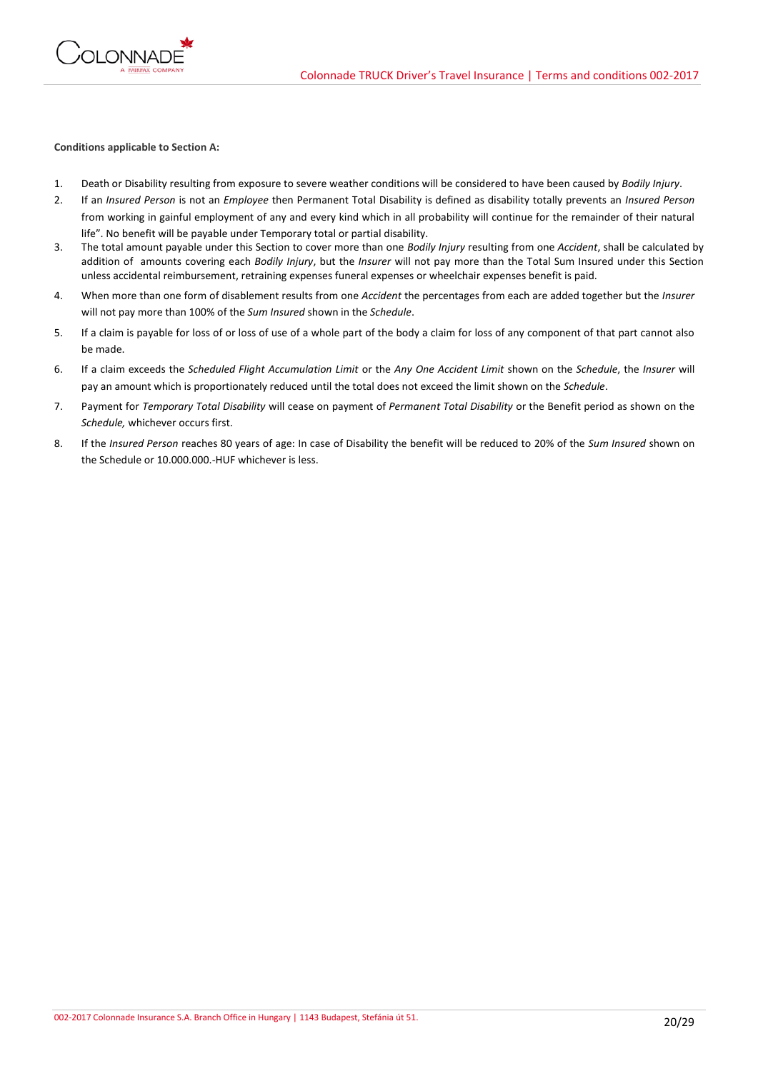**Conditions applicable to Section A:**

1. Death or Disability resulting from exposure to severe weather conditions will be considered to have been caused by *Bodily Injury*.
2. If an *Insured Person* is not an *Employee* then Permanent Total Disability is defined as disability totally prevents an *Insured Person* from working in gainful employment of any and every kind which in all probability will continue for the remainder of their natural life". No benefit will be payable under Temporary total or partial disability.
3. The total amount payable under this Section to cover more than one *Bodily Injury* resulting from one *Accident*, shall be calculated by addition of amounts covering each *Bodily Injury*, but the *Insurer* will not pay more than the Total Sum Insured under this Section unless accidental reimbursement, retraining expenses funeral expenses or wheelchair expenses benefit is paid.
4. When more than one form of disablement results from one *Accident* the percentages from each are added together but the *Insurer* will not pay more than 100% of the *Sum Insured* shown in the *Schedule*.
5. If a claim is payable for loss of or loss of use of a whole part of the body a claim for loss of any component of that part cannot also be made.
6. If a claim exceeds the *Scheduled Flight Accumulation Limit* or the *Any One Accident Limit* shown on the *Schedule*, the *Insurer* will pay an amount which is proportionately reduced until the total does not exceed the limit shown on the *Schedule*.
7. Payment for *Temporary Total Disability* will cease on payment of *Permanent Total Disability* or the Benefit period as shown on the *Schedule,* whichever occurs first.
8. If the *Insured Person* reaches 80 years of age: In case of Disability the benefit will be reduced to 20% of the *Sum Insured* shown on the Schedule or 10.000.000.-HUF whichever is less.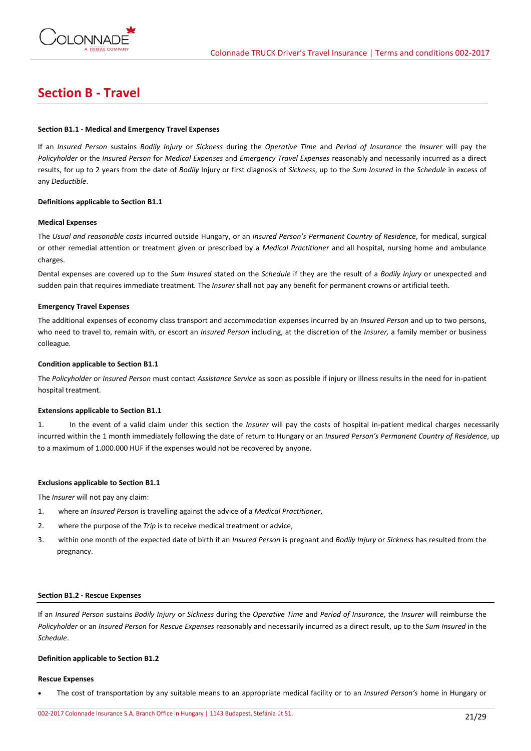# Section B - Travel

**Section B1.1 - Medical and Emergency Travel Expenses**

If an *Insured Person* sustains *Bodily Injury* or *Sickness* during the *Operative Time* and *Period of Insurance* the *Insurer* will pay the *Policyholder* or the *Insured Person* for *Medical Expenses* and *Emergency Travel Expenses* reasonably and necessarily incurred as a direct results, for up to 2 years from the date of *Bodily* Injury or first diagnosis of *Sickness*, up to the *Sum Insured* in the *Schedule* in excess of any *Deductible*.

**Definitions applicable to Section B1.1**

**Medical Expenses**

The *Usual and reasonable costs* incurred outside Hungary, or an *Insured Person's Permanent Country of Residence*, for medical, surgical or other remedial attention or treatment given or prescribed by a *Medical Practitioner* and all hospital, nursing home and ambulance charges.

Dental expenses are covered up to the *Sum Insured* stated on the *Schedule* if they are the result of a *Bodily Injury* or unexpected and sudden pain that requires immediate treatment. The *Insurer* shall not pay any benefit for permanent crowns or artificial teeth.

**Emergency Travel Expenses**

The additional expenses of economy class transport and accommodation expenses incurred by an *Insured Person* and up to two persons, who need to travel to, remain with, or escort an *Insured Person* including, at the discretion of the *Insurer,* a family member or business colleague.

**Condition applicable to Section B1.1**

The *Policyholder* or *Insured Person* must contact *Assistance Service* as soon as possible if injury or illness results in the need for in-patient hospital treatment.

**Extensions applicable to Section B1.1**

1. In the event of a valid claim under this section the *Insurer* will pay the costs of hospital in-patient medical charges necessarily incurred within the 1 month immediately following the date of return to Hungary or an *Insured Person's Permanent Country of Residence*, up to a maximum of 1.000.000 HUF if the expenses would not be recovered by anyone.

**Exclusions applicable to Section B1.1**

The *Insurer* will not pay any claim:

1. where an *Insured Person* is travelling against the advice of a *Medical Practitioner*,
2. where the purpose of the *Trip* is to receive medical treatment or advice,
3. within one month of the expected date of birth if an *Insured Person* is pregnant and *Bodily Injury* or *Sickness* has resulted from the pregnancy.

**Section B1.2 - Rescue Expenses**

If an *Insured Person* sustains *Bodily Injury* or *Sickness* during the *Operative Time* and *Period of Insurance*, the *Insurer* will reimburse the *Policyholder* or an *Insured Person* for *Rescue Expenses* reasonably and necessarily incurred as a direct result, up to the *Sum Insured* in the *Schedule*.

**Definition applicable to Section B1.2**

**Rescue Expenses**

- The cost of transportation by any suitable means to an appropriate medical facility or to an *Insured Person's* home in Hungary or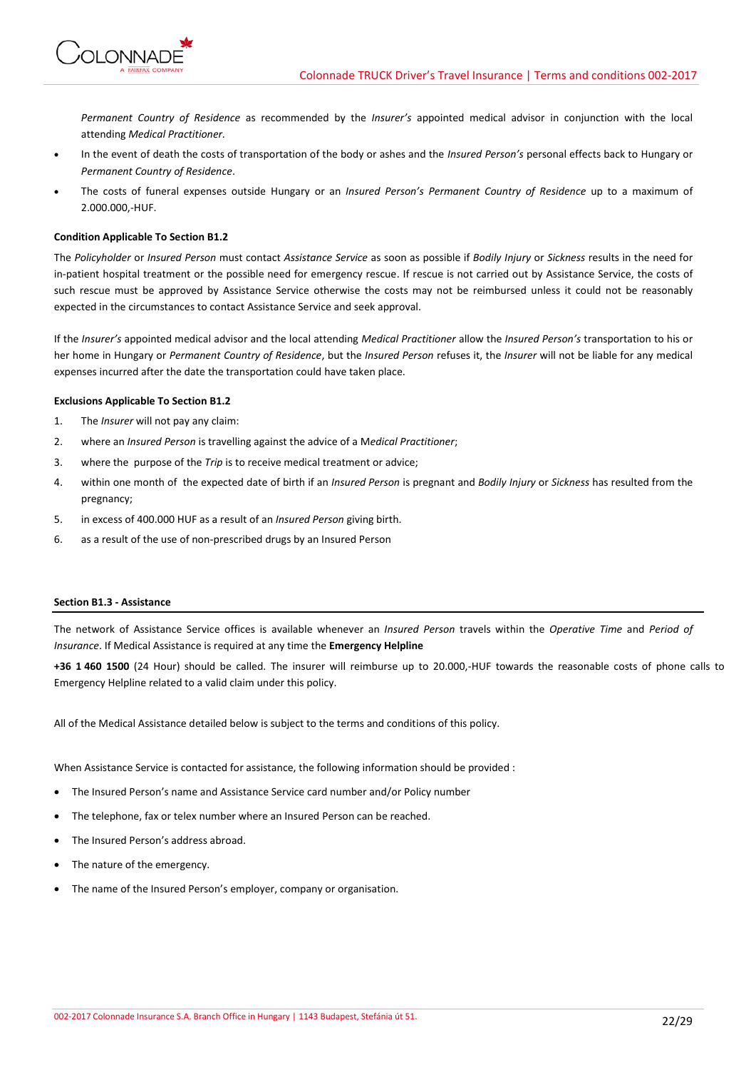*Permanent Country of Residence* as recommended by the *Insurer's* appointed medical advisor in conjunction with the local attending *Medical Practitioner.*

- In the event of death the costs of transportation of the body or ashes and the *Insured Person's* personal effects back to Hungary or *Permanent Country of Residence*.
- The costs of funeral expenses outside Hungary or an *Insured Person's Permanent Country of Residence* up to a maximum of 2.000.000,-HUF.

**Condition Applicable To Section B1.2**

The *Policyholder* or *Insured Person* must contact *Assistance Service* as soon as possible if *Bodily Injury* or *Sickness* results in the need for in-patient hospital treatment or the possible need for emergency rescue. If rescue is not carried out by Assistance Service, the costs of such rescue must be approved by Assistance Service otherwise the costs may not be reimbursed unless it could not be reasonably expected in the circumstances to contact Assistance Service and seek approval.

If the *Insurer's* appointed medical advisor and the local attending *Medical Practitioner* allow the *Insured Person's* transportation to his or her home in Hungary or *Permanent Country of Residence*, but the *Insured Person* refuses it, the *Insurer* will not be liable for any medical expenses incurred after the date the transportation could have taken place.

**Exclusions Applicable To Section B1.2**

1. The *Insurer* will not pay any claim:
2. where an *Insured Person* is travelling against the advice of a M*edical Practitioner*;
3. where the purpose of the *Trip* is to receive medical treatment or advice;
4. within one month of the expected date of birth if an *Insured Person* is pregnant and *Bodily Injury* or *Sickness* has resulted from the pregnancy;
5. in excess of 400.000 HUF as a result of an *Insured Person* giving birth.
6. as a result of the use of non-prescribed drugs by an Insured Person

**Section B1.3 - Assistance**

The network of Assistance Service offices is available whenever an *Insured Person* travels within the *Operative Time* and *Period of Insurance*. If Medical Assistance is required at any time the **Emergency Helpline**

**+36 1 460 1500** (24 Hour) should be called. The insurer will reimburse up to 20.000,-HUF towards the reasonable costs of phone calls to Emergency Helpline related to a valid claim under this policy.

All of the Medical Assistance detailed below is subject to the terms and conditions of this policy.

When Assistance Service is contacted for assistance, the following information should be provided :

- The Insured Person's name and Assistance Service card number and/or Policy number
- The telephone, fax or telex number where an Insured Person can be reached.
- The Insured Person's address abroad.
- The nature of the emergency.
- The name of the Insured Person's employer, company or organisation.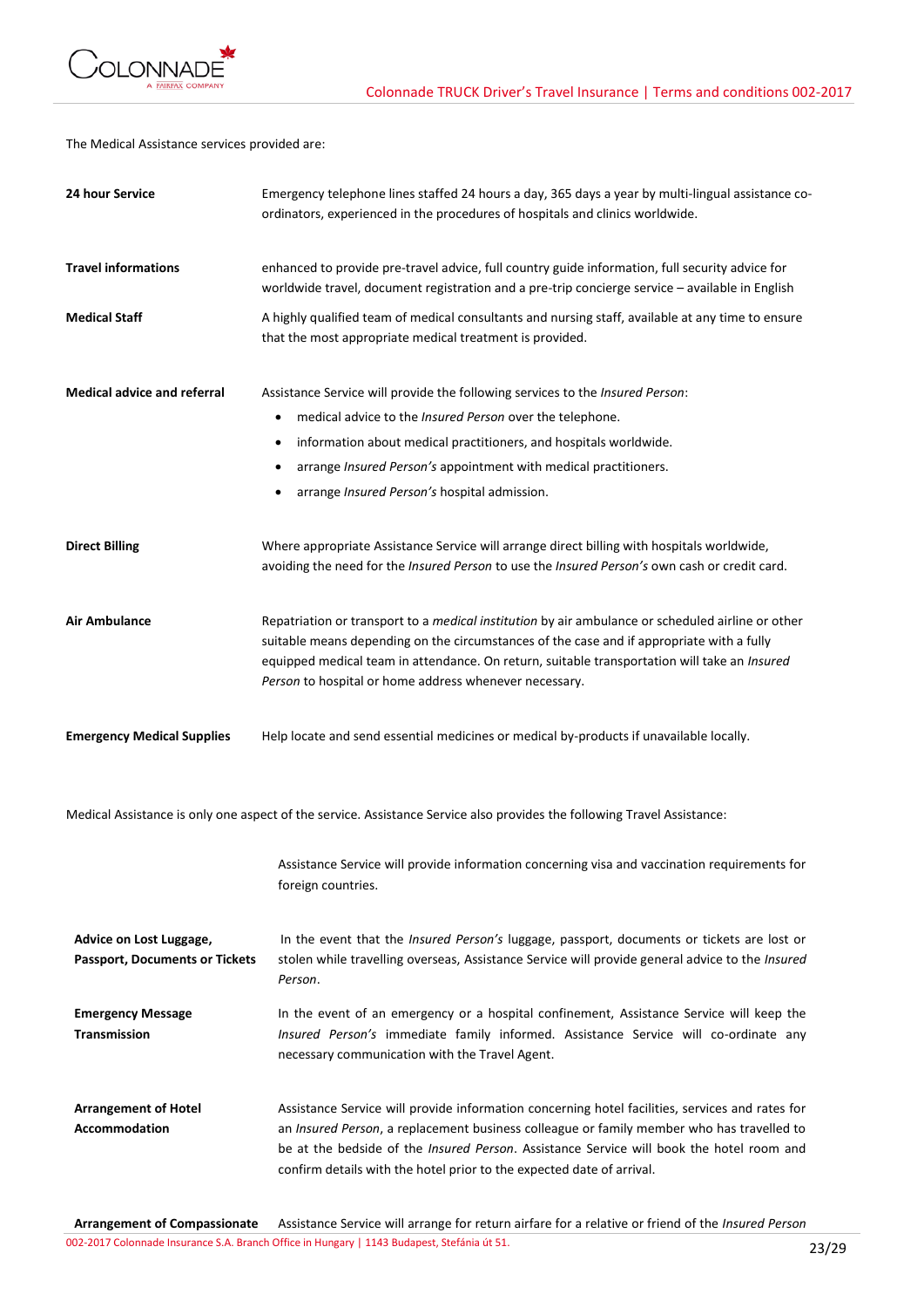The Medical Assistance services provided are:

| | |
|---|---|
| **24 hour Service** | Emergency telephone lines staffed 24 hours a day, 365 days a year by multi-lingual assistance co-ordinators, experienced in the procedures of hospitals and clinics worldwide. |
| **Travel informations** | enhanced to provide pre-travel advice, full country guide information, full security advice for worldwide travel, document registration and a pre-trip concierge service – available in English |
| **Medical Staff** | A highly qualified team of medical consultants and nursing staff, available at any time to ensure that the most appropriate medical treatment is provided. |
| **Medical advice and referral** | Assistance Service will provide the following services to the *Insured Person*:<br>• medical advice to the *Insured Person* over the telephone.<br>• information about medical practitioners, and hospitals worldwide.<br>• arrange *Insured Person's* appointment with medical practitioners.<br>• arrange *Insured Person's* hospital admission. |
| **Direct Billing** | Where appropriate Assistance Service will arrange direct billing with hospitals worldwide, avoiding the need for the *Insured Person* to use the *Insured Person's* own cash or credit card. |
| **Air Ambulance** | Repatriation or transport to a *medical institution* by air ambulance or scheduled airline or other suitable means depending on the circumstances of the case and if appropriate with a fully equipped medical team in attendance. On return, suitable transportation will take an *Insured Person* to hospital or home address whenever necessary. |
| **Emergency Medical Supplies** | Help locate and send essential medicines or medical by-products if unavailable locally. |

Medical Assistance is only one aspect of the service. Assistance Service also provides the following Travel Assistance:

| | |
|---|---|
| | Assistance Service will provide information concerning visa and vaccination requirements for foreign countries. |
| **Advice on Lost Luggage, Passport, Documents or Tickets** | In the event that the *Insured Person's* luggage, passport, documents or tickets are lost or stolen while travelling overseas, Assistance Service will provide general advice to the *Insured Person*. |
| **Emergency Message Transmission** | In the event of an emergency or a hospital confinement, Assistance Service will keep the *Insured Person's* immediate family informed. Assistance Service will co-ordinate any necessary communication with the Travel Agent. |
| **Arrangement of Hotel Accommodation** | Assistance Service will provide information concerning hotel facilities, services and rates for an *Insured Person*, a replacement business colleague or family member who has travelled to be at the bedside of the *Insured Person*. Assistance Service will book the hotel room and confirm details with the hotel prior to the expected date of arrival. |
| **Arrangement of Compassionate** | Assistance Service will arrange for return airfare for a relative or friend of the *Insured Person* |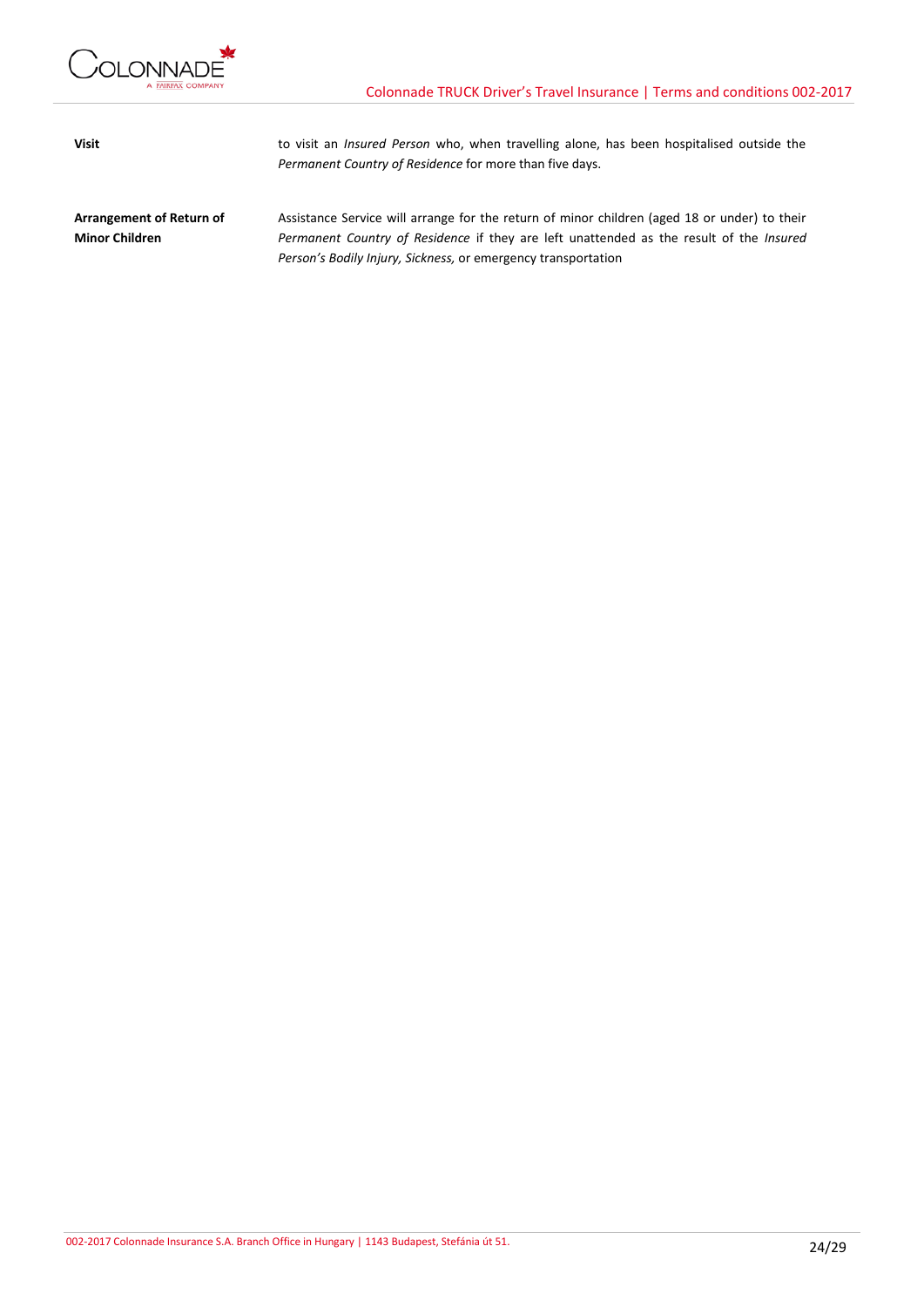| | |
|---|---|
| **Visit** | to visit an *Insured Person* who, when travelling alone, has been hospitalised outside the *Permanent Country of Residence* for more than five days. |
| **Arrangement of Return of Minor Children** | Assistance Service will arrange for the return of minor children (aged 18 or under) to their *Permanent Country of Residence* if they are left unattended as the result of the *Insured Person's Bodily Injury, Sickness,* or emergency transportation |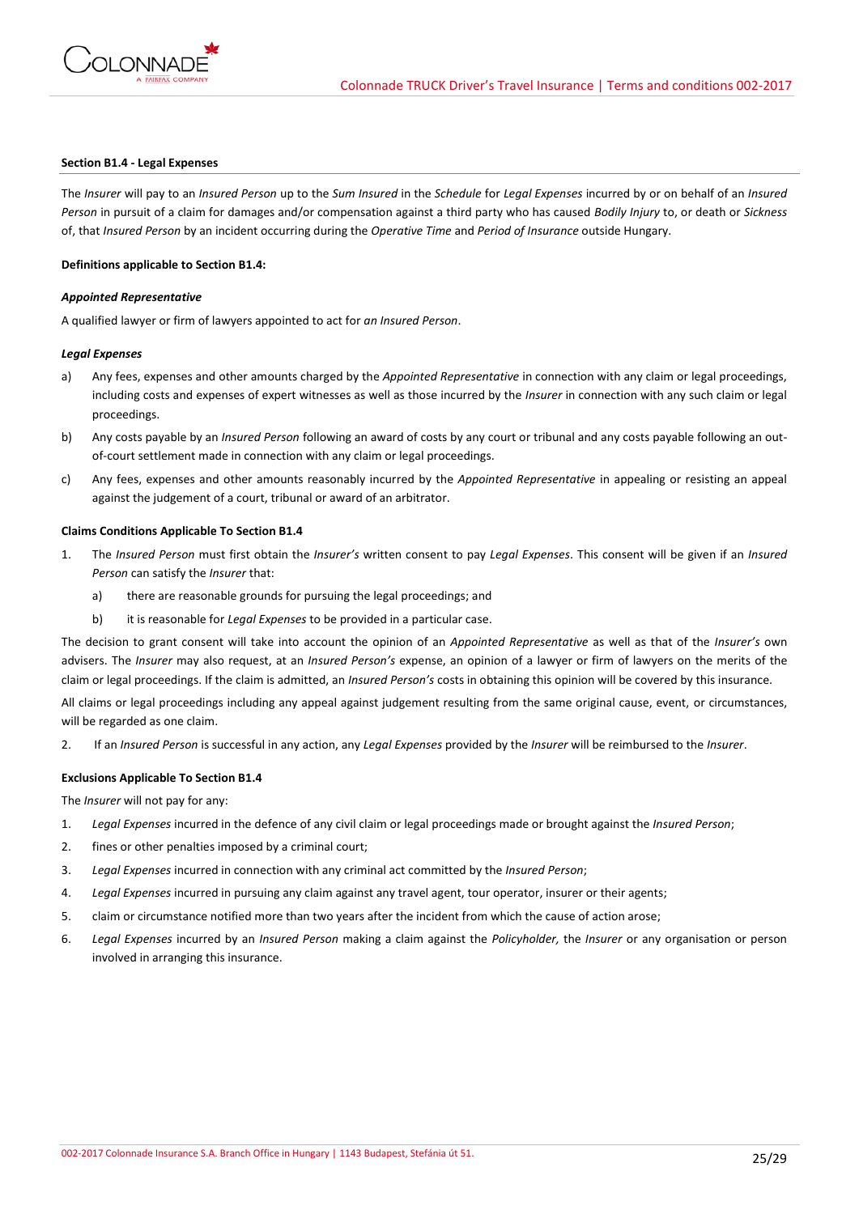### Section B1.4 - Legal Expenses

The *Insurer* will pay to an *Insured Person* up to the *Sum Insured* in the *Schedule* for *Legal Expenses* incurred by or on behalf of an *Insured Person* in pursuit of a claim for damages and/or compensation against a third party who has caused *Bodily Injury* to, or death or *Sickness* of, that *Insured Person* by an incident occurring during the *Operative Time* and *Period of Insurance* outside Hungary.

**Definitions applicable to Section B1.4:**

***Appointed Representative***

A qualified lawyer or firm of lawyers appointed to act for *an Insured Person*.

***Legal Expenses***

a) Any fees, expenses and other amounts charged by the *Appointed Representative* in connection with any claim or legal proceedings, including costs and expenses of expert witnesses as well as those incurred by the *Insurer* in connection with any such claim or legal proceedings.

b) Any costs payable by an *Insured Person* following an award of costs by any court or tribunal and any costs payable following an out-of-court settlement made in connection with any claim or legal proceedings.

c) Any fees, expenses and other amounts reasonably incurred by the *Appointed Representative* in appealing or resisting an appeal against the judgement of a court, tribunal or award of an arbitrator.

**Claims Conditions Applicable To Section B1.4**

1. The *Insured Person* must first obtain the *Insurer's* written consent to pay *Legal Expenses*. This consent will be given if an *Insured Person* can satisfy the *Insurer* that:
   a) there are reasonable grounds for pursuing the legal proceedings; and
   b) it is reasonable for *Legal Expenses* to be provided in a particular case.

The decision to grant consent will take into account the opinion of an *Appointed Representative* as well as that of the *Insurer's* own advisers. The *Insurer* may also request, at an *Insured Person's* expense, an opinion of a lawyer or firm of lawyers on the merits of the claim or legal proceedings. If the claim is admitted, an *Insured Person's* costs in obtaining this opinion will be covered by this insurance.

All claims or legal proceedings including any appeal against judgement resulting from the same original cause, event, or circumstances, will be regarded as one claim.

2. If an *Insured Person* is successful in any action, any *Legal Expenses* provided by the *Insurer* will be reimbursed to the *Insurer*.

**Exclusions Applicable To Section B1.4**

The *Insurer* will not pay for any:

1. *Legal Expenses* incurred in the defence of any civil claim or legal proceedings made or brought against the *Insured Person*;
2. fines or other penalties imposed by a criminal court;
3. *Legal Expenses* incurred in connection with any criminal act committed by the *Insured Person*;
4. *Legal Expenses* incurred in pursuing any claim against any travel agent, tour operator, insurer or their agents;
5. claim or circumstance notified more than two years after the incident from which the cause of action arose;
6. *Legal Expenses* incurred by an *Insured Person* making a claim against the *Policyholder,* the *Insurer* or any organisation or person involved in arranging this insurance.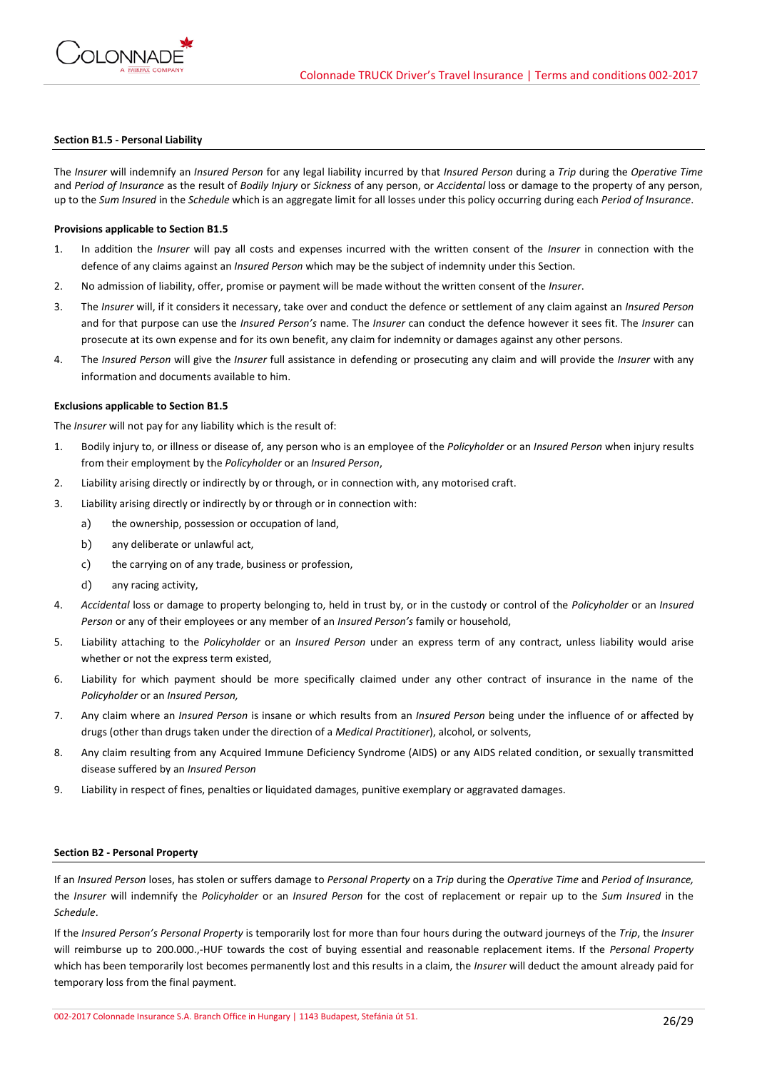**Section B1.5 - Personal Liability**

The *Insurer* will indemnify an *Insured Person* for any legal liability incurred by that *Insured Person* during a *Trip* during the *Operative Time* and *Period of Insurance* as the result of *Bodily Injury* or *Sickness* of any person, or *Accidental* loss or damage to the property of any person, up to the *Sum Insured* in the *Schedule* which is an aggregate limit for all losses under this policy occurring during each *Period of Insurance*.

**Provisions applicable to Section B1.5**

1. In addition the *Insurer* will pay all costs and expenses incurred with the written consent of the *Insurer* in connection with the defence of any claims against an *Insured Person* which may be the subject of indemnity under this Section.
2. No admission of liability, offer, promise or payment will be made without the written consent of the *Insurer*.
3. The *Insurer* will, if it considers it necessary, take over and conduct the defence or settlement of any claim against an *Insured Person* and for that purpose can use the *Insured Person's* name. The *Insurer* can conduct the defence however it sees fit. The *Insurer* can prosecute at its own expense and for its own benefit, any claim for indemnity or damages against any other persons.
4. The *Insured Person* will give the *Insurer* full assistance in defending or prosecuting any claim and will provide the *Insurer* with any information and documents available to him.

**Exclusions applicable to Section B1.5**

The *Insurer* will not pay for any liability which is the result of:

1. Bodily injury to, or illness or disease of, any person who is an employee of the *Policyholder* or an *Insured Person* when injury results from their employment by the *Policyholder* or an *Insured Person*,
2. Liability arising directly or indirectly by or through, or in connection with, any motorised craft.
3. Liability arising directly or indirectly by or through or in connection with:
   a) the ownership, possession or occupation of land,
   b) any deliberate or unlawful act,
   c) the carrying on of any trade, business or profession,
   d) any racing activity,
4. *Accidental* loss or damage to property belonging to, held in trust by, or in the custody or control of the *Policyholder* or an *Insured Person* or any of their employees or any member of an *Insured Person's* family or household,
5. Liability attaching to the *Policyholder* or an *Insured Person* under an express term of any contract, unless liability would arise whether or not the express term existed,
6. Liability for which payment should be more specifically claimed under any other contract of insurance in the name of the *Policyholder* or an *Insured Person,*
7. Any claim where an *Insured Person* is insane or which results from an *Insured Person* being under the influence of or affected by drugs (other than drugs taken under the direction of a *Medical Practitioner*), alcohol, or solvents,
8. Any claim resulting from any Acquired Immune Deficiency Syndrome (AIDS) or any AIDS related condition, or sexually transmitted disease suffered by an *Insured Person*
9. Liability in respect of fines, penalties or liquidated damages, punitive exemplary or aggravated damages.

**Section B2 - Personal Property**

If an *Insured Person* loses, has stolen or suffers damage to *Personal Property* on a *Trip* during the *Operative Time* and *Period of Insurance,* the *Insurer* will indemnify the *Policyholder* or an *Insured Person* for the cost of replacement or repair up to the *Sum Insured* in the *Schedule*.

If the *Insured Person's Personal Property* is temporarily lost for more than four hours during the outward journeys of the *Trip*, the *Insurer* will reimburse up to 200.000.,-HUF towards the cost of buying essential and reasonable replacement items. If the *Personal Property* which has been temporarily lost becomes permanently lost and this results in a claim, the *Insurer* will deduct the amount already paid for temporary loss from the final payment.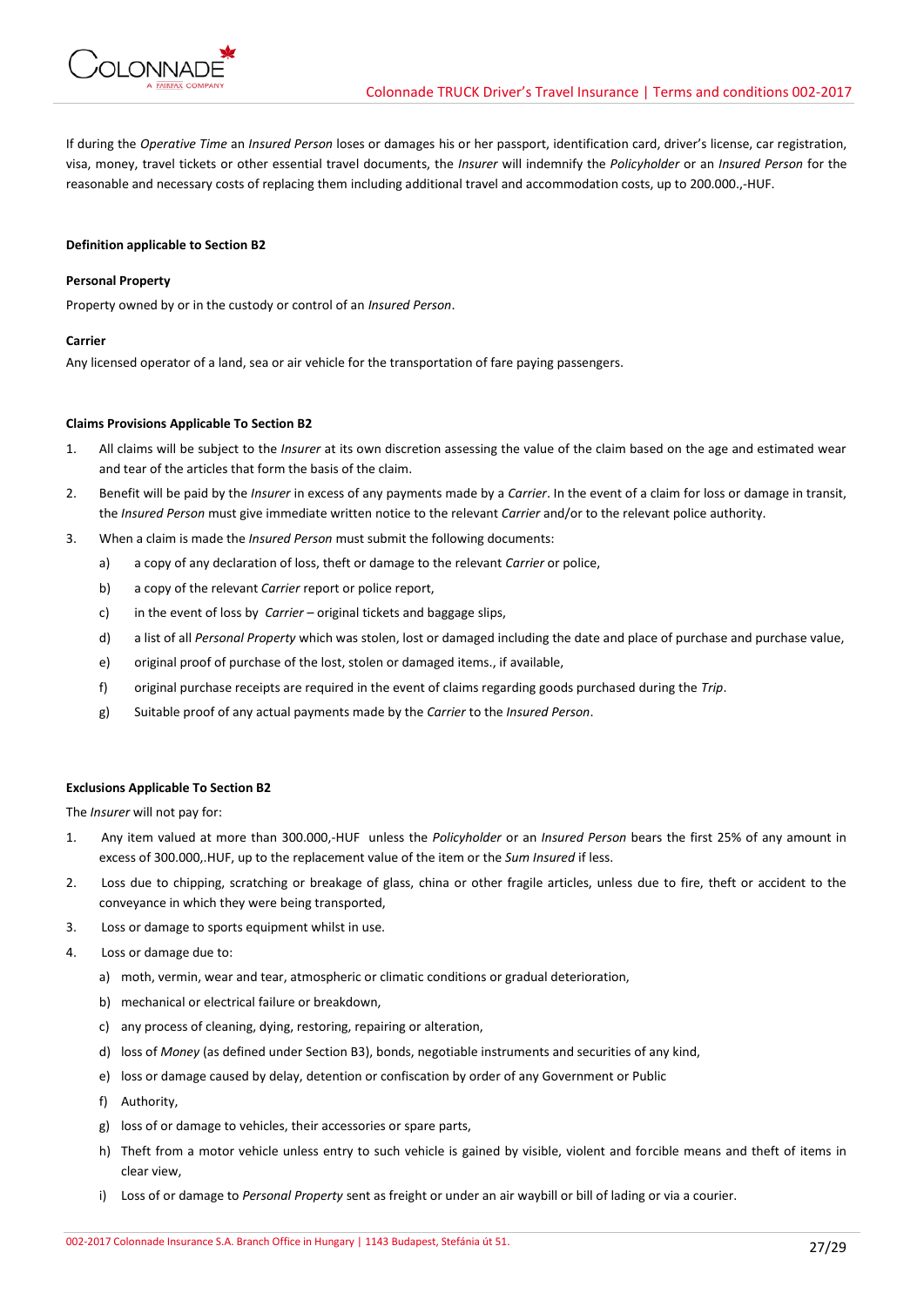If during the *Operative Time* an *Insured Person* loses or damages his or her passport, identification card, driver's license, car registration, visa, money, travel tickets or other essential travel documents, the *Insurer* will indemnify the *Policyholder* or an *Insured Person* for the reasonable and necessary costs of replacing them including additional travel and accommodation costs, up to 200.000.,-HUF.

**Definition applicable to Section B2**

**Personal Property**

Property owned by or in the custody or control of an *Insured Person*.

**Carrier**

Any licensed operator of a land, sea or air vehicle for the transportation of fare paying passengers.

**Claims Provisions Applicable To Section B2**

1. All claims will be subject to the *Insurer* at its own discretion assessing the value of the claim based on the age and estimated wear and tear of the articles that form the basis of the claim.
2. Benefit will be paid by the *Insurer* in excess of any payments made by a *Carrier*. In the event of a claim for loss or damage in transit, the *Insured Person* must give immediate written notice to the relevant *Carrier* and/or to the relevant police authority.
3. When a claim is made the *Insured Person* must submit the following documents:
   a) a copy of any declaration of loss, theft or damage to the relevant *Carrier* or police,
   b) a copy of the relevant *Carrier* report or police report,
   c) in the event of loss by *Carrier* – original tickets and baggage slips,
   d) a list of all *Personal Property* which was stolen, lost or damaged including the date and place of purchase and purchase value,
   e) original proof of purchase of the lost, stolen or damaged items., if available,
   f) original purchase receipts are required in the event of claims regarding goods purchased during the *Trip*.
   g) Suitable proof of any actual payments made by the *Carrier* to the *Insured Person*.

**Exclusions Applicable To Section B2**

The *Insurer* will not pay for:

1. Any item valued at more than 300.000,-HUF unless the *Policyholder* or an *Insured Person* bears the first 25% of any amount in excess of 300.000,.HUF, up to the replacement value of the item or the *Sum Insured* if less.
2. Loss due to chipping, scratching or breakage of glass, china or other fragile articles, unless due to fire, theft or accident to the conveyance in which they were being transported,
3. Loss or damage to sports equipment whilst in use.
4. Loss or damage due to:
   a) moth, vermin, wear and tear, atmospheric or climatic conditions or gradual deterioration,
   b) mechanical or electrical failure or breakdown,
   c) any process of cleaning, dying, restoring, repairing or alteration,
   d) loss of *Money* (as defined under Section B3), bonds, negotiable instruments and securities of any kind,
   e) loss or damage caused by delay, detention or confiscation by order of any Government or Public
   f) Authority,
   g) loss of or damage to vehicles, their accessories or spare parts,
   h) Theft from a motor vehicle unless entry to such vehicle is gained by visible, violent and forcible means and theft of items in clear view,
   i) Loss of or damage to *Personal Property* sent as freight or under an air waybill or bill of lading or via a courier.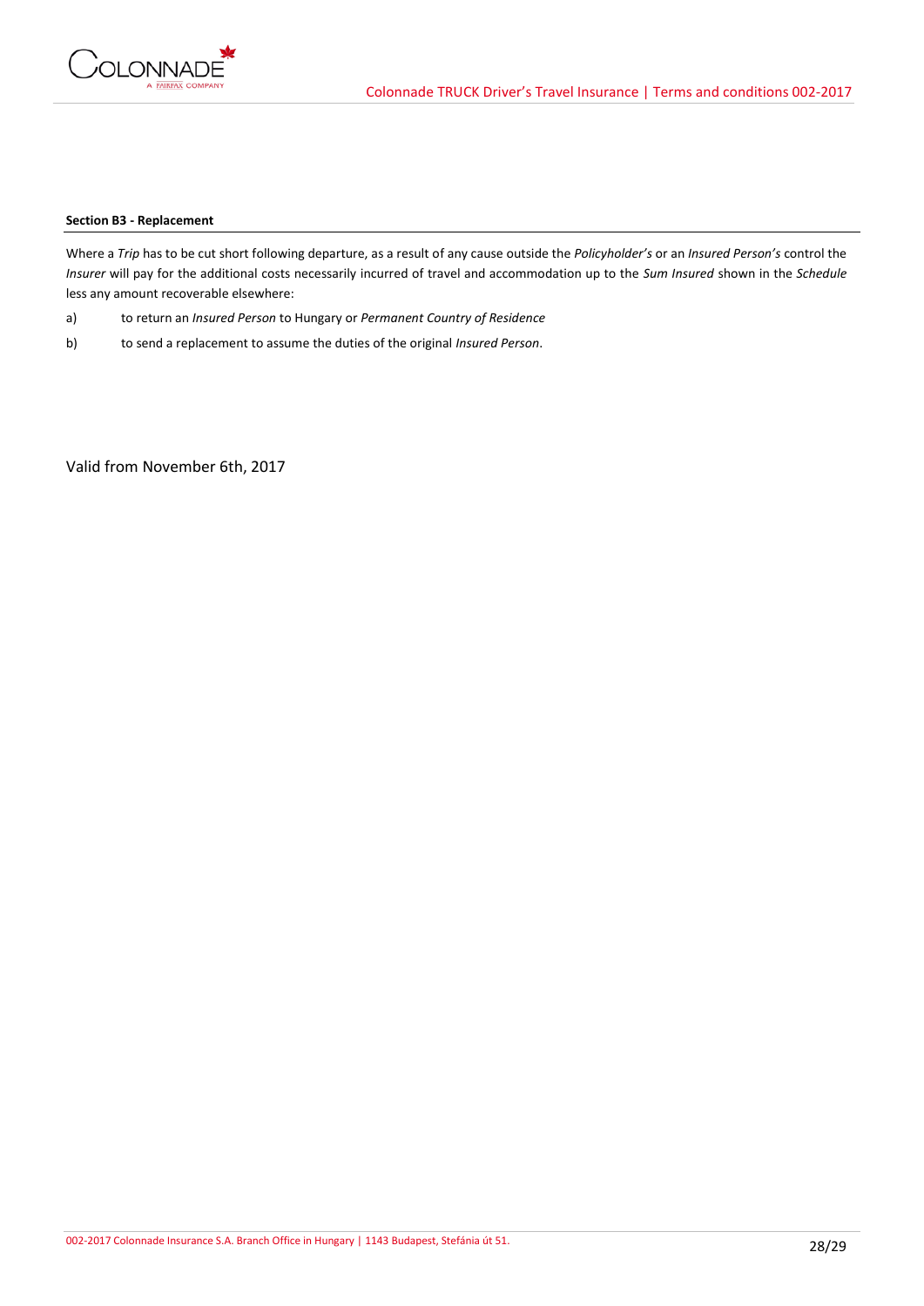**Section B3 - Replacement**

Where a *Trip* has to be cut short following departure, as a result of any cause outside the *Policyholder's* or an *Insured Person's* control the *Insurer* will pay for the additional costs necessarily incurred of travel and accommodation up to the *Sum Insured* shown in the *Schedule* less any amount recoverable elsewhere:

a) to return an *Insured Person* to Hungary or *Permanent Country of Residence*

b) to send a replacement to assume the duties of the original *Insured Person*.

Valid from November 6th, 2017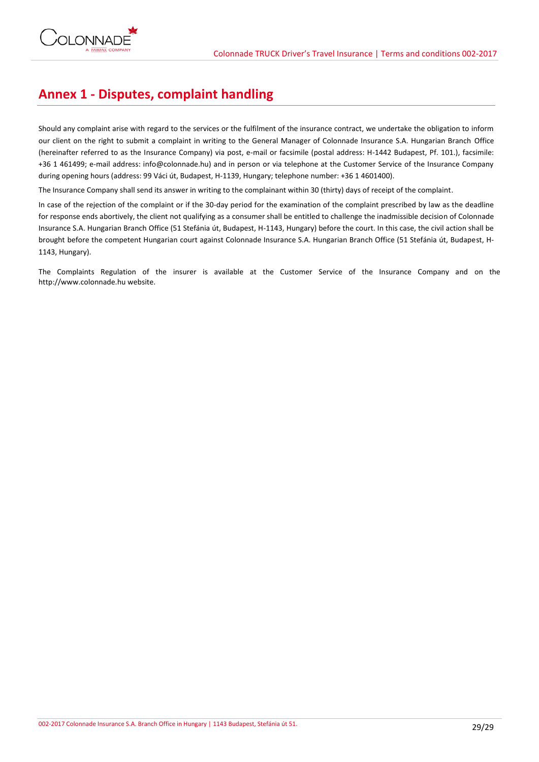# Annex 1 - Disputes, complaint handling

Should any complaint arise with regard to the services or the fulfilment of the insurance contract, we undertake the obligation to inform our client on the right to submit a complaint in writing to the General Manager of Colonnade Insurance S.A. Hungarian Branch Office (hereinafter referred to as the Insurance Company) via post, e-mail or facsimile (postal address: H-1442 Budapest, Pf. 101.), facsimile: +36 1 461499; e-mail address: info@colonnade.hu) and in person or via telephone at the Customer Service of the Insurance Company during opening hours (address: 99 Váci út, Budapest, H-1139, Hungary; telephone number: +36 1 4601400).

The Insurance Company shall send its answer in writing to the complainant within 30 (thirty) days of receipt of the complaint.

In case of the rejection of the complaint or if the 30-day period for the examination of the complaint prescribed by law as the deadline for response ends abortively, the client not qualifying as a consumer shall be entitled to challenge the inadmissible decision of Colonnade Insurance S.A. Hungarian Branch Office (51 Stefánia út, Budapest, H-1143, Hungary) before the court. In this case, the civil action shall be brought before the competent Hungarian court against Colonnade Insurance S.A. Hungarian Branch Office (51 Stefánia út, Budapest, H-1143, Hungary).

The Complaints Regulation of the insurer is available at the Customer Service of the Insurance Company and on the http://www.colonnade.hu website.